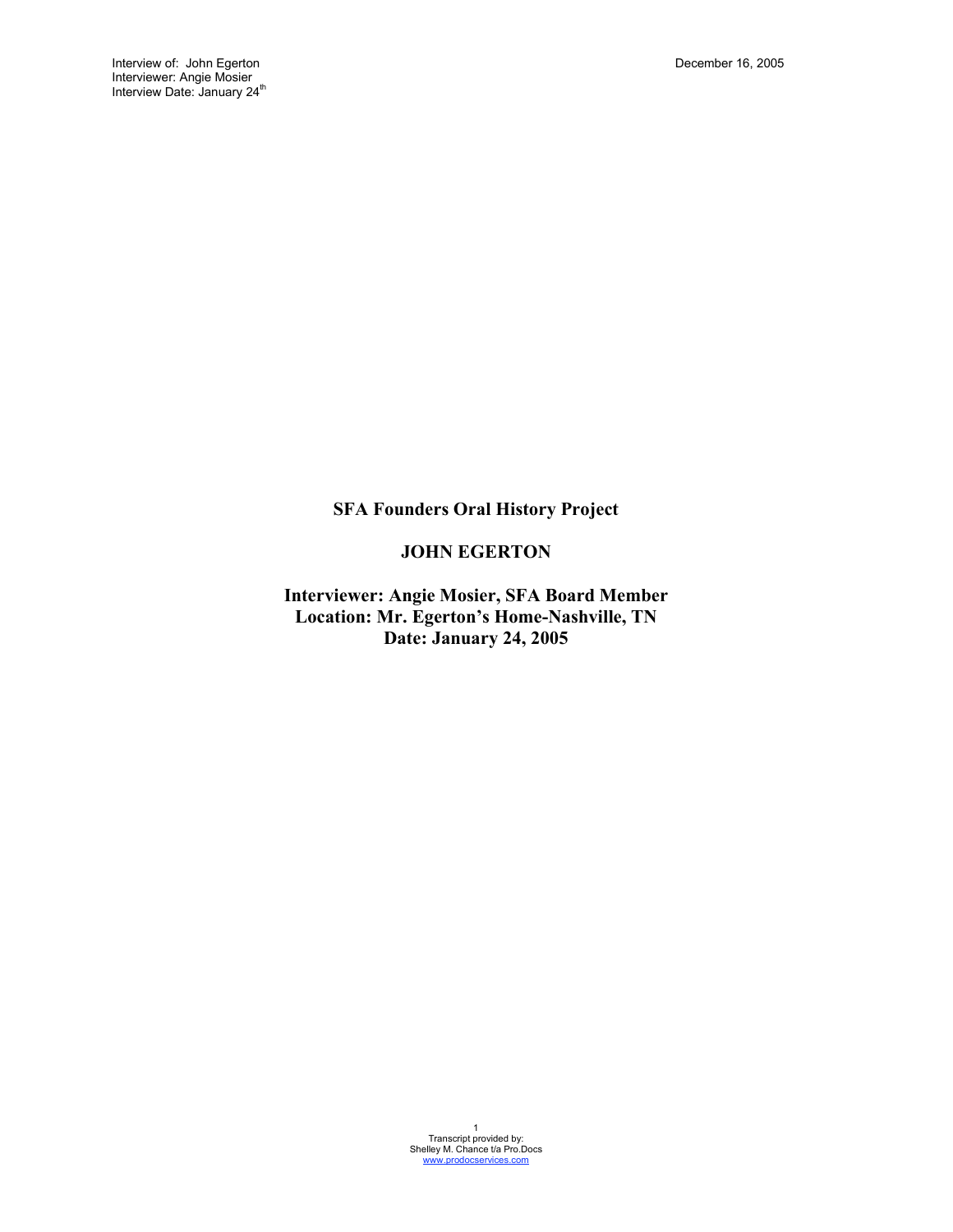**SFA Founders Oral History Project**

**JOHN EGERTON**

**Interviewer: Angie Mosier, SFA Board Member**
**Location: Mr. Egerton's Home-Nashville, TN**
**Date: January 24, 2005**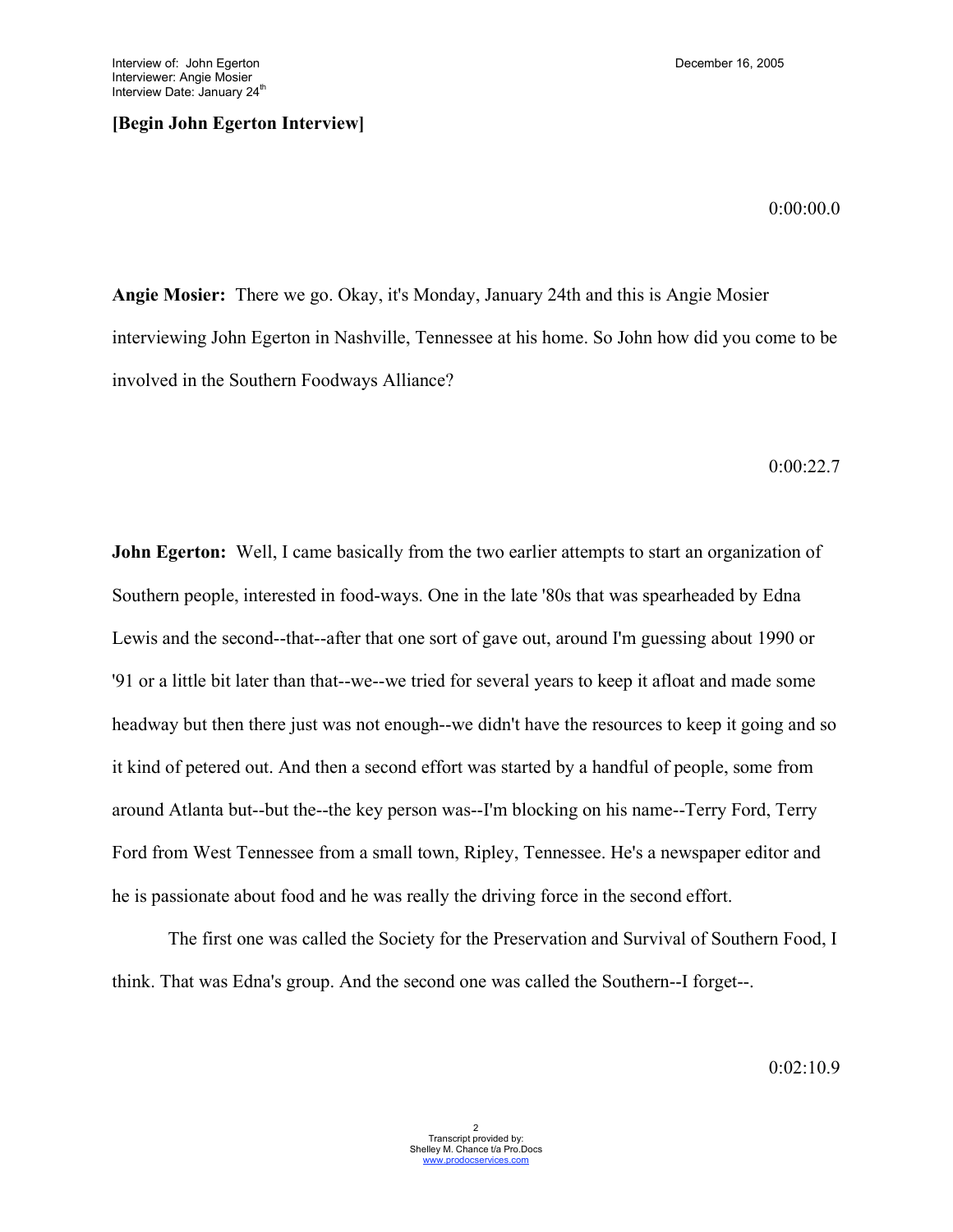**[Begin John Egerton Interview]**

0:00:00.0

**Angie Mosier:** There we go. Okay, it's Monday, January 24th and this is Angie Mosier interviewing John Egerton in Nashville, Tennessee at his home. So John how did you come to be involved in the Southern Foodways Alliance?

0:00:22.7

**John Egerton:** Well, I came basically from the two earlier attempts to start an organization of Southern people, interested in food-ways. One in the late '80s that was spearheaded by Edna Lewis and the second--that--after that one sort of gave out, around I'm guessing about 1990 or '91 or a little bit later than that--we--we tried for several years to keep it afloat and made some headway but then there just was not enough--we didn't have the resources to keep it going and so it kind of petered out. And then a second effort was started by a handful of people, some from around Atlanta but--but the--the key person was--I'm blocking on his name--Terry Ford, Terry Ford from West Tennessee from a small town, Ripley, Tennessee. He's a newspaper editor and he is passionate about food and he was really the driving force in the second effort.

The first one was called the Society for the Preservation and Survival of Southern Food, I think. That was Edna's group. And the second one was called the Southern--I forget--.

0:02:10.9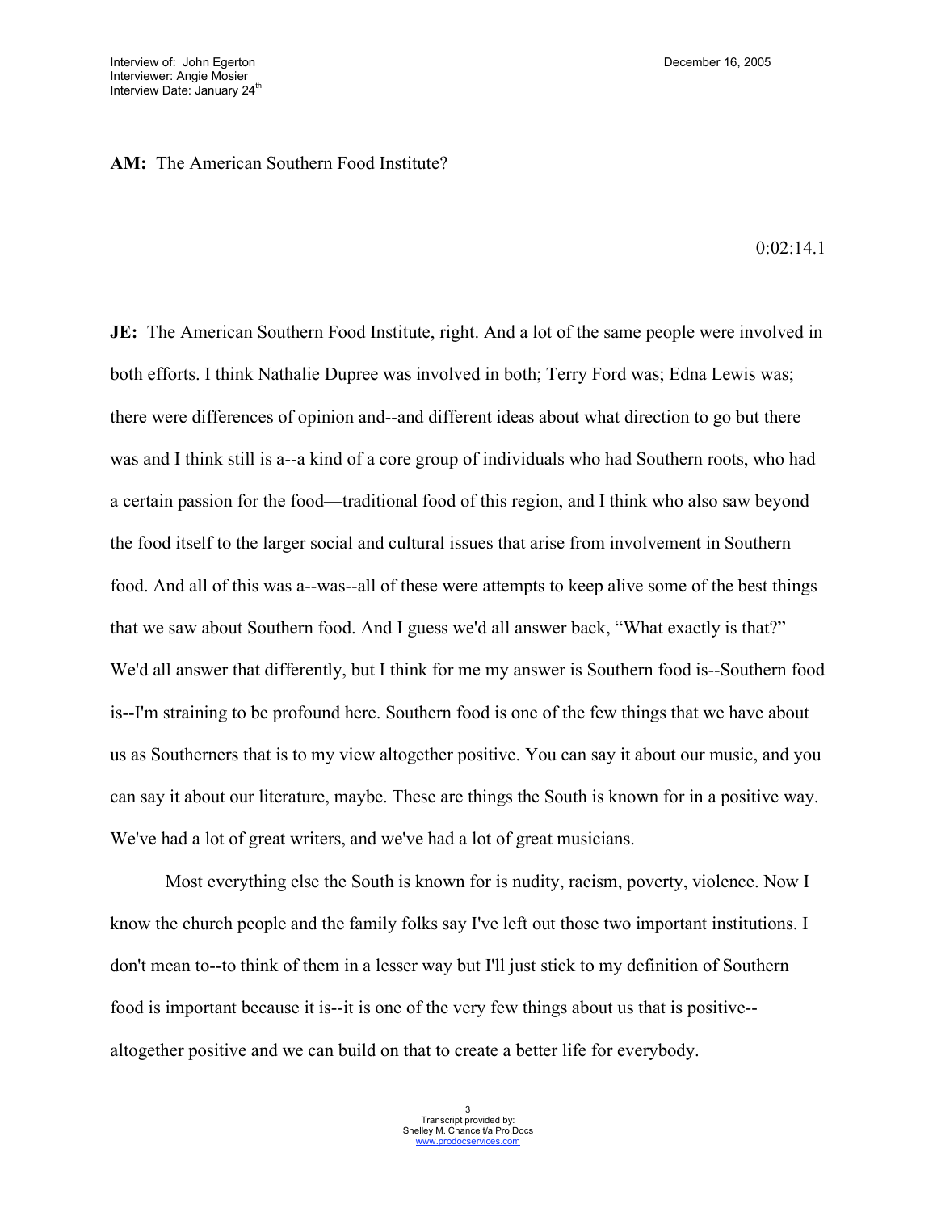**AM:** The American Southern Food Institute?

0:02:14.1

**JE:** The American Southern Food Institute, right. And a lot of the same people were involved in both efforts. I think Nathalie Dupree was involved in both; Terry Ford was; Edna Lewis was; there were differences of opinion and--and different ideas about what direction to go but there was and I think still is a--a kind of a core group of individuals who had Southern roots, who had a certain passion for the food—traditional food of this region, and I think who also saw beyond the food itself to the larger social and cultural issues that arise from involvement in Southern food. And all of this was a--was--all of these were attempts to keep alive some of the best things that we saw about Southern food. And I guess we'd all answer back, "What exactly is that?" We'd all answer that differently, but I think for me my answer is Southern food is--Southern food is--I'm straining to be profound here. Southern food is one of the few things that we have about us as Southerners that is to my view altogether positive. You can say it about our music, and you can say it about our literature, maybe. These are things the South is known for in a positive way. We've had a lot of great writers, and we've had a lot of great musicians.

Most everything else the South is known for is nudity, racism, poverty, violence. Now I know the church people and the family folks say I've left out those two important institutions. I don't mean to--to think of them in a lesser way but I'll just stick to my definition of Southern food is important because it is--it is one of the very few things about us that is positive--altogether positive and we can build on that to create a better life for everybody.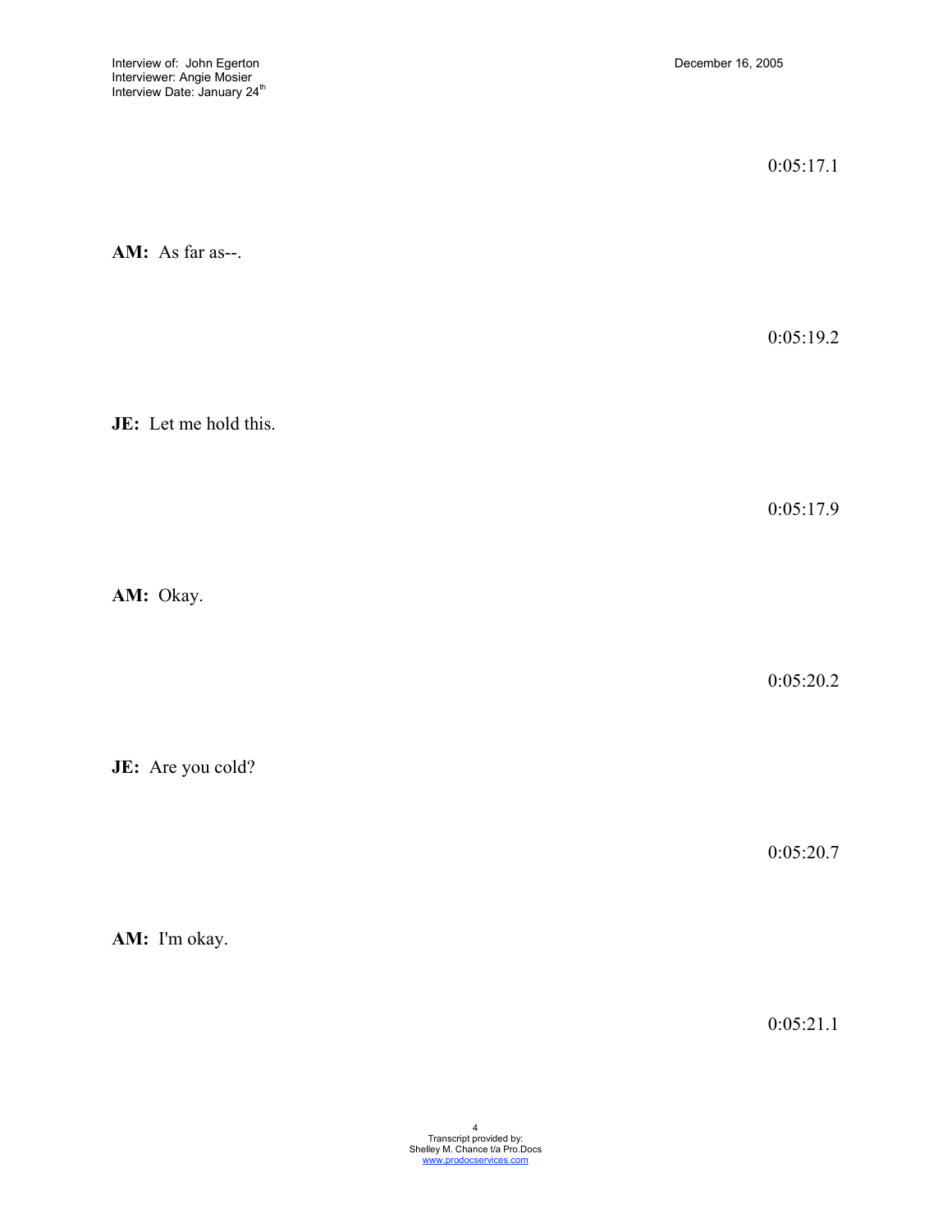0:05:17.1

**AM:** As far as--.

0:05:19.2

**JE:** Let me hold this.

0:05:17.9

**AM:** Okay.

0:05:20.2

**JE:** Are you cold?

0:05:20.7

**AM:** I'm okay.

0:05:21.1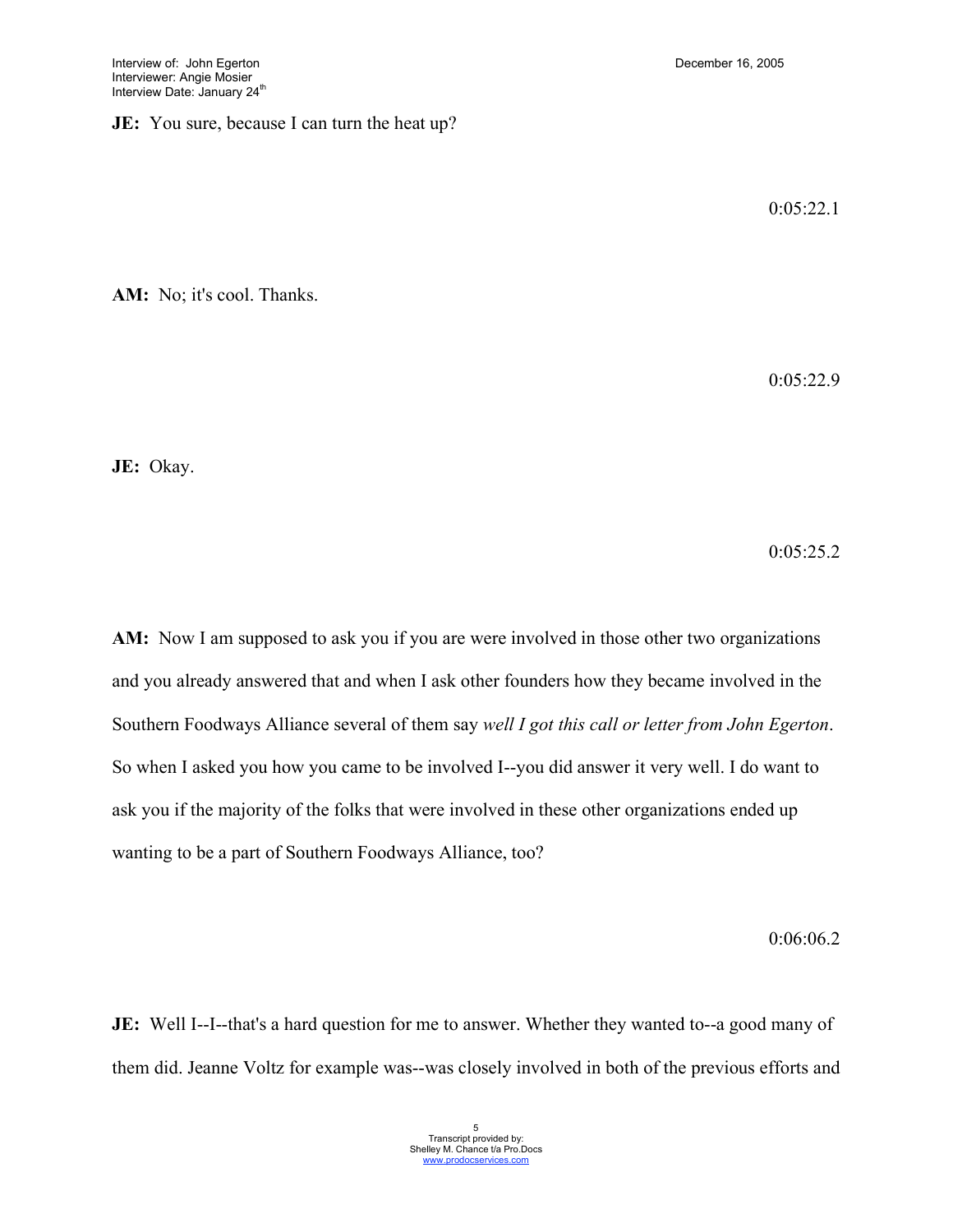**JE:** You sure, because I can turn the heat up?

0:05:22.1

**AM:** No; it's cool. Thanks.

0:05:22.9

**JE:** Okay.

0:05:25.2

**AM:** Now I am supposed to ask you if you are were involved in those other two organizations and you already answered that and when I ask other founders how they became involved in the Southern Foodways Alliance several of them say *well I got this call or letter from John Egerton*. So when I asked you how you came to be involved I--you did answer it very well. I do want to ask you if the majority of the folks that were involved in these other organizations ended up wanting to be a part of Southern Foodways Alliance, too?

0:06:06.2

**JE:** Well I--I--that's a hard question for me to answer. Whether they wanted to--a good many of them did. Jeanne Voltz for example was--was closely involved in both of the previous efforts and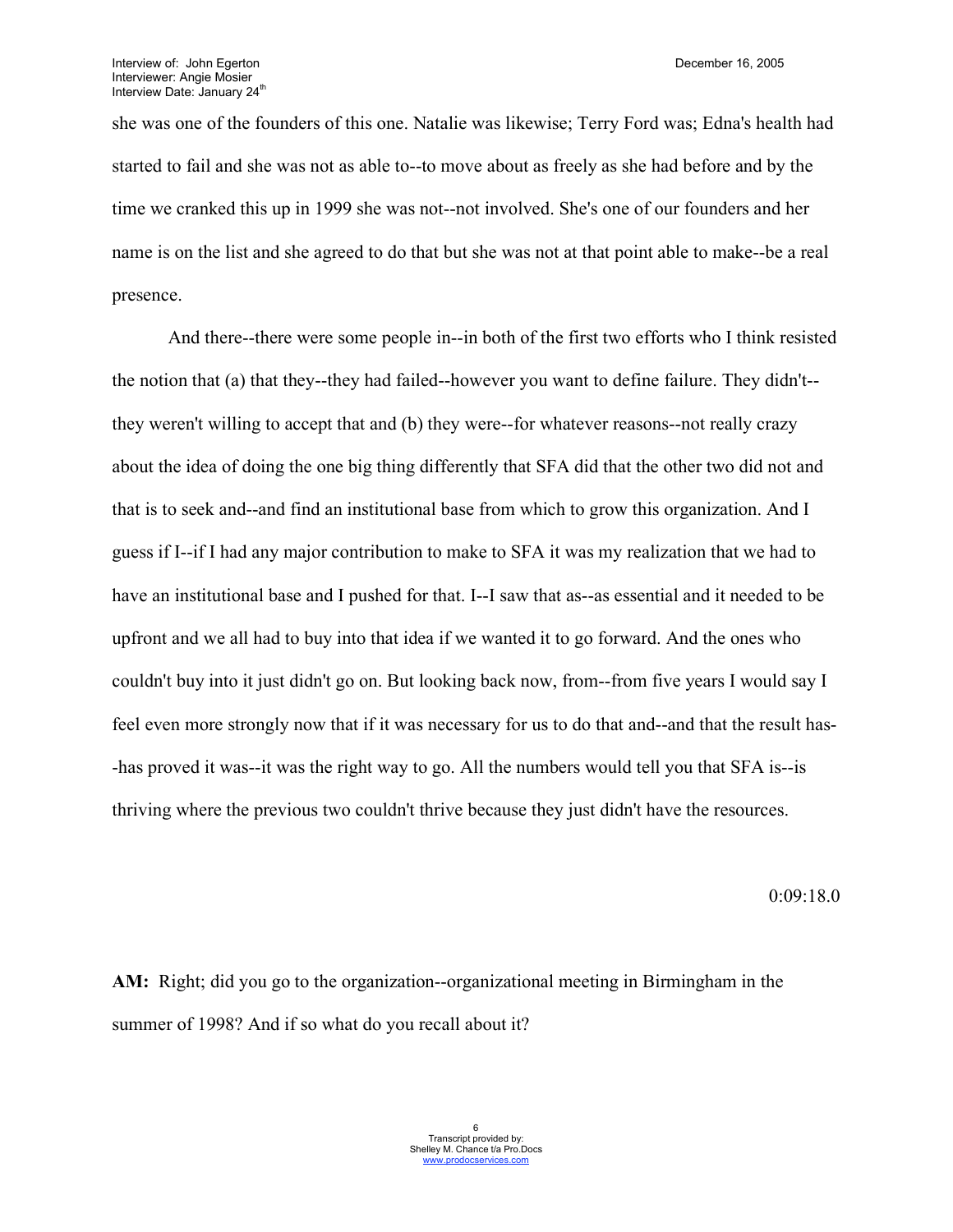she was one of the founders of this one. Natalie was likewise; Terry Ford was; Edna's health had started to fail and she was not as able to--to move about as freely as she had before and by the time we cranked this up in 1999 she was not--not involved. She's one of our founders and her name is on the list and she agreed to do that but she was not at that point able to make--be a real presence.

And there--there were some people in--in both of the first two efforts who I think resisted the notion that (a) that they--they had failed--however you want to define failure. They didn't--they weren't willing to accept that and (b) they were--for whatever reasons--not really crazy about the idea of doing the one big thing differently that SFA did that the other two did not and that is to seek and--and find an institutional base from which to grow this organization. And I guess if I--if I had any major contribution to make to SFA it was my realization that we had to have an institutional base and I pushed for that. I--I saw that as--as essential and it needed to be upfront and we all had to buy into that idea if we wanted it to go forward. And the ones who couldn't buy into it just didn't go on. But looking back now, from--from five years I would say I feel even more strongly now that if it was necessary for us to do that and--and that the result has--has proved it was--it was the right way to go. All the numbers would tell you that SFA is--is thriving where the previous two couldn't thrive because they just didn't have the resources.

0:09:18.0

**AM:** Right; did you go to the organization--organizational meeting in Birmingham in the summer of 1998? And if so what do you recall about it?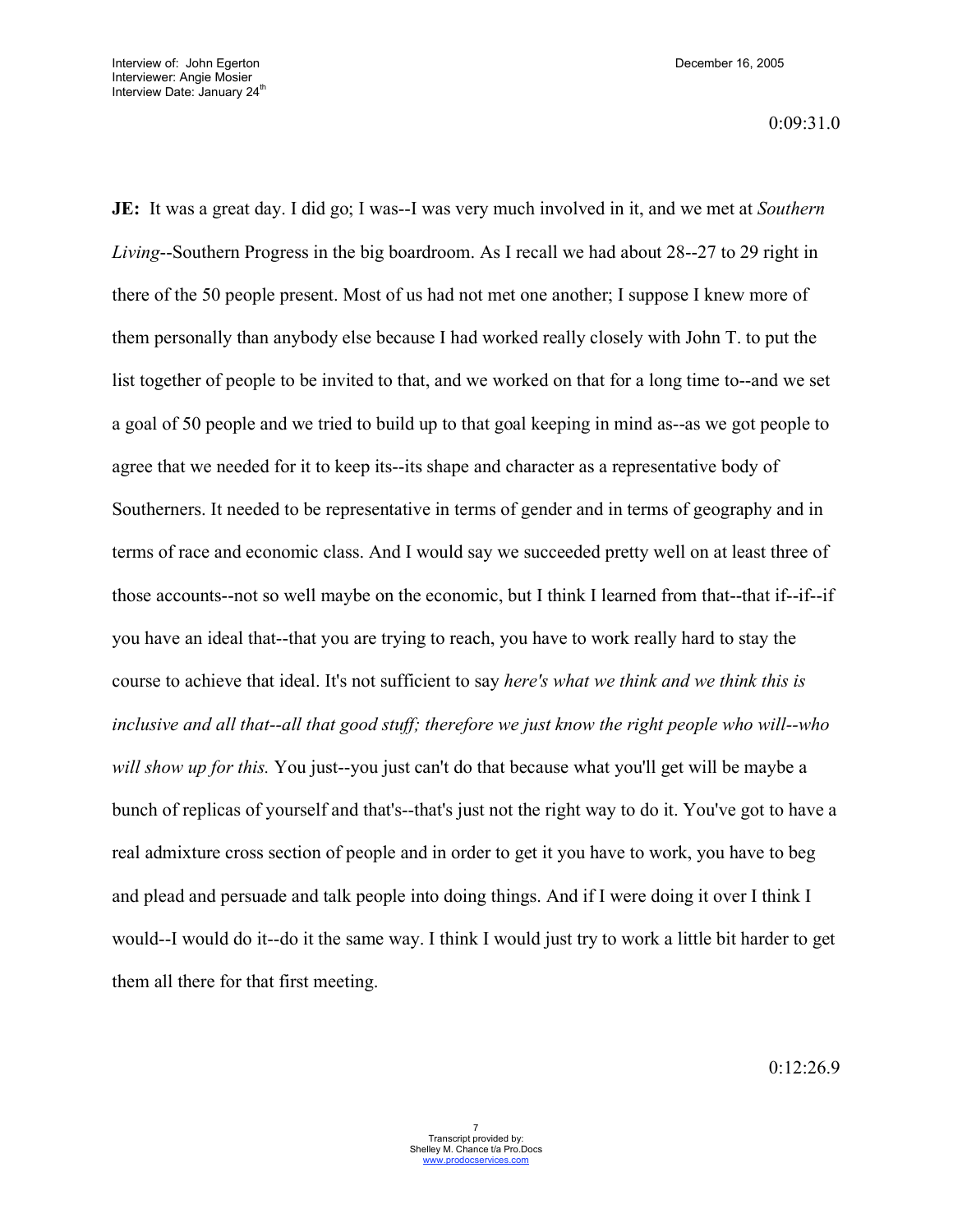0:09:31.0

**JE:** It was a great day. I did go; I was--I was very much involved in it, and we met at *Southern Living*--Southern Progress in the big boardroom. As I recall we had about 28--27 to 29 right in there of the 50 people present. Most of us had not met one another; I suppose I knew more of them personally than anybody else because I had worked really closely with John T. to put the list together of people to be invited to that, and we worked on that for a long time to--and we set a goal of 50 people and we tried to build up to that goal keeping in mind as--as we got people to agree that we needed for it to keep its--its shape and character as a representative body of Southerners. It needed to be representative in terms of gender and in terms of geography and in terms of race and economic class. And I would say we succeeded pretty well on at least three of those accounts--not so well maybe on the economic, but I think I learned from that--that if--if--if you have an ideal that--that you are trying to reach, you have to work really hard to stay the course to achieve that ideal. It's not sufficient to say *here's what we think and we think this is inclusive and all that--all that good stuff; therefore we just know the right people who will--who will show up for this.* You just--you just can't do that because what you'll get will be maybe a bunch of replicas of yourself and that's--that's just not the right way to do it. You've got to have a real admixture cross section of people and in order to get it you have to work, you have to beg and plead and persuade and talk people into doing things. And if I were doing it over I think I would--I would do it--do it the same way. I think I would just try to work a little bit harder to get them all there for that first meeting.

0:12:26.9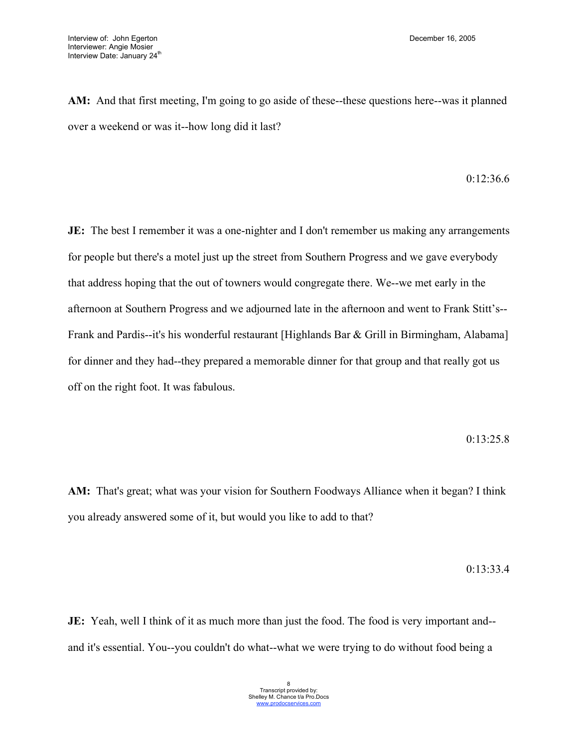**AM:** And that first meeting, I'm going to go aside of these--these questions here--was it planned over a weekend or was it--how long did it last?

0:12:36.6

**JE:** The best I remember it was a one-nighter and I don't remember us making any arrangements for people but there's a motel just up the street from Southern Progress and we gave everybody that address hoping that the out of towners would congregate there. We--we met early in the afternoon at Southern Progress and we adjourned late in the afternoon and went to Frank Stitt's--Frank and Pardis--it's his wonderful restaurant [Highlands Bar & Grill in Birmingham, Alabama] for dinner and they had--they prepared a memorable dinner for that group and that really got us off on the right foot. It was fabulous.

0:13:25.8

**AM:** That's great; what was your vision for Southern Foodways Alliance when it began? I think you already answered some of it, but would you like to add to that?

0:13:33.4

**JE:** Yeah, well I think of it as much more than just the food. The food is very important and--and it's essential. You--you couldn't do what--what we were trying to do without food being a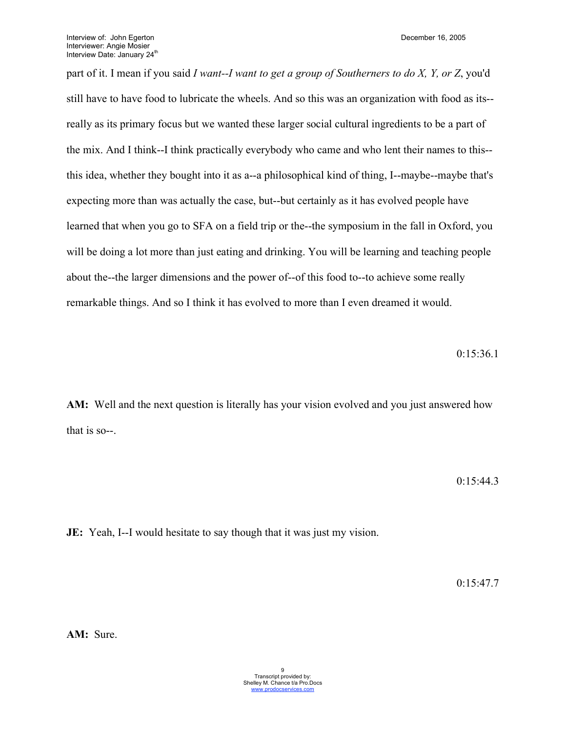part of it. I mean if you said *I want--I want to get a group of Southerners to do X, Y, or Z*, you'd still have to have food to lubricate the wheels. And so this was an organization with food as its--really as its primary focus but we wanted these larger social cultural ingredients to be a part of the mix. And I think--I think practically everybody who came and who lent their names to this--this idea, whether they bought into it as a--a philosophical kind of thing, I--maybe--maybe that's expecting more than was actually the case, but--but certainly as it has evolved people have learned that when you go to SFA on a field trip or the--the symposium in the fall in Oxford, you will be doing a lot more than just eating and drinking. You will be learning and teaching people about the--the larger dimensions and the power of--of this food to--to achieve some really remarkable things. And so I think it has evolved to more than I even dreamed it would.

0:15:36.1

**AM:** Well and the next question is literally has your vision evolved and you just answered how that is so--.

0:15:44.3

**JE:** Yeah, I--I would hesitate to say though that it was just my vision.

0:15:47.7

**AM:** Sure.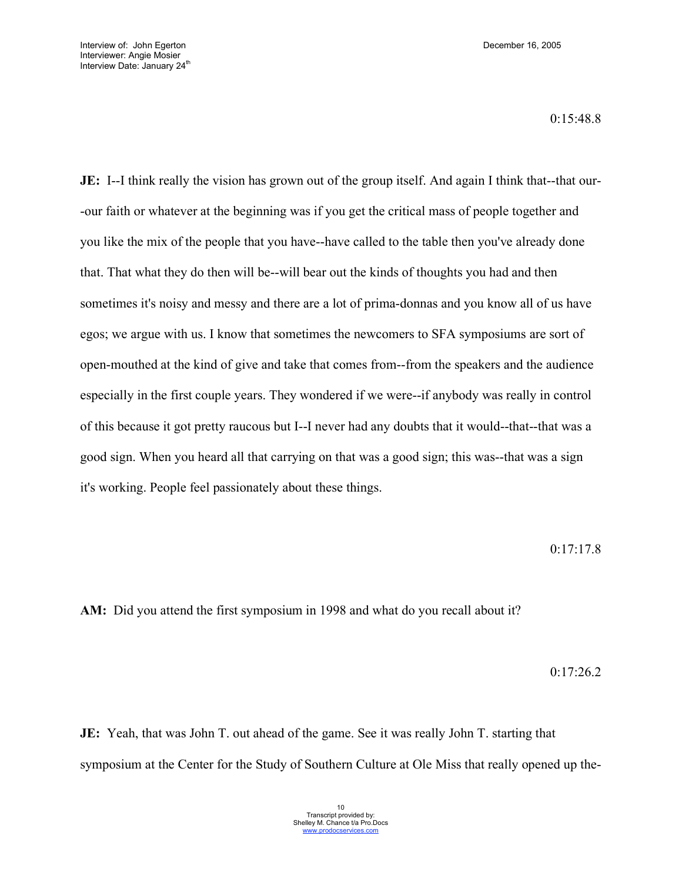0:15:48.8

**JE:** I--I think really the vision has grown out of the group itself. And again I think that--that our--our faith or whatever at the beginning was if you get the critical mass of people together and you like the mix of the people that you have--have called to the table then you've already done that. That what they do then will be--will bear out the kinds of thoughts you had and then sometimes it's noisy and messy and there are a lot of prima-donnas and you know all of us have egos; we argue with us. I know that sometimes the newcomers to SFA symposiums are sort of open-mouthed at the kind of give and take that comes from--from the speakers and the audience especially in the first couple years. They wondered if we were--if anybody was really in control of this because it got pretty raucous but I--I never had any doubts that it would--that--that was a good sign. When you heard all that carrying on that was a good sign; this was--that was a sign it's working. People feel passionately about these things.

0:17:17.8

**AM:** Did you attend the first symposium in 1998 and what do you recall about it?

0:17:26.2

**JE:** Yeah, that was John T. out ahead of the game. See it was really John T. starting that symposium at the Center for the Study of Southern Culture at Ole Miss that really opened up the-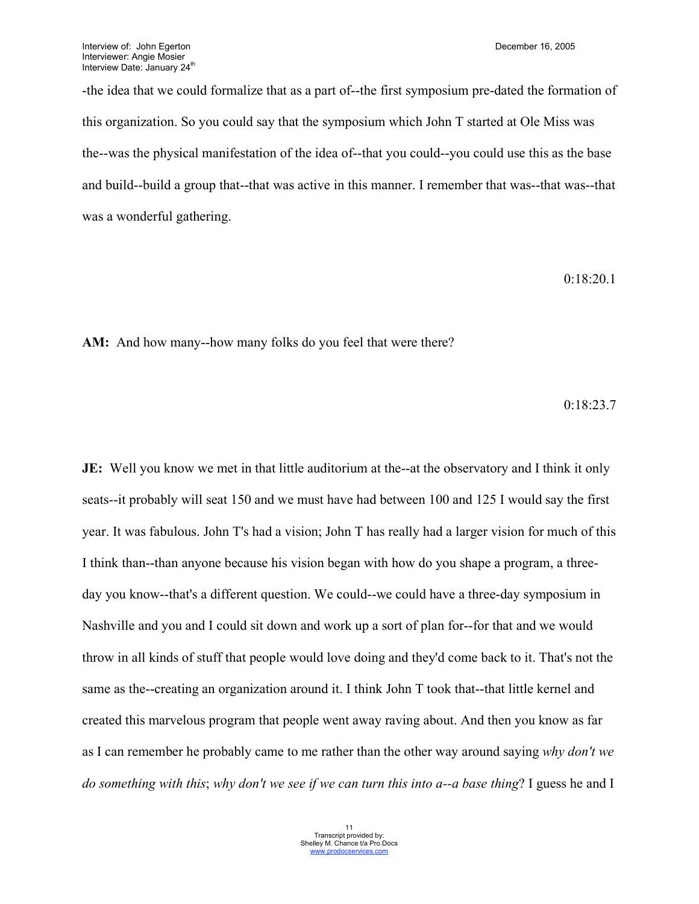-the idea that we could formalize that as a part of--the first symposium pre-dated the formation of this organization. So you could say that the symposium which John T started at Ole Miss was the--was the physical manifestation of the idea of--that you could--you could use this as the base and build--build a group that--that was active in this manner. I remember that was--that was--that was a wonderful gathering.

0:18:20.1

**AM:** And how many--how many folks do you feel that were there?

0:18:23.7

**JE:** Well you know we met in that little auditorium at the--at the observatory and I think it only seats--it probably will seat 150 and we must have had between 100 and 125 I would say the first year. It was fabulous. John T's had a vision; John T has really had a larger vision for much of this I think than--than anyone because his vision began with how do you shape a program, a three-day you know--that's a different question. We could--we could have a three-day symposium in Nashville and you and I could sit down and work up a sort of plan for--for that and we would throw in all kinds of stuff that people would love doing and they'd come back to it. That's not the same as the--creating an organization around it. I think John T took that--that little kernel and created this marvelous program that people went away raving about. And then you know as far as I can remember he probably came to me rather than the other way around saying *why don't we do something with this*; *why don't we see if we can turn this into a--a base thing*? I guess he and I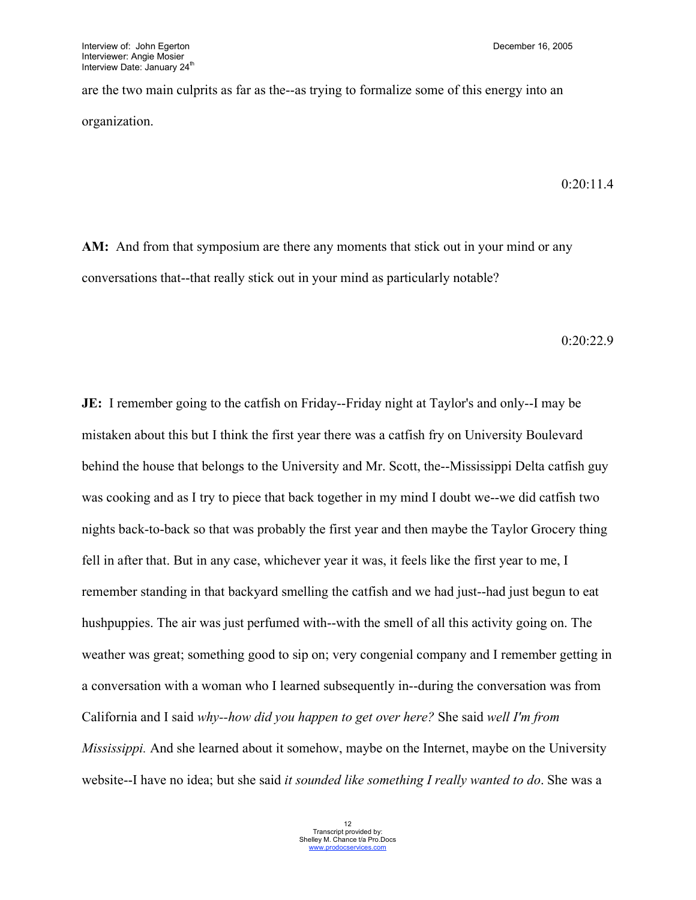are the two main culprits as far as the--as trying to formalize some of this energy into an organization.

0:20:11.4

**AM:** And from that symposium are there any moments that stick out in your mind or any conversations that--that really stick out in your mind as particularly notable?

0:20:22.9

**JE:** I remember going to the catfish on Friday--Friday night at Taylor's and only--I may be mistaken about this but I think the first year there was a catfish fry on University Boulevard behind the house that belongs to the University and Mr. Scott, the--Mississippi Delta catfish guy was cooking and as I try to piece that back together in my mind I doubt we--we did catfish two nights back-to-back so that was probably the first year and then maybe the Taylor Grocery thing fell in after that. But in any case, whichever year it was, it feels like the first year to me, I remember standing in that backyard smelling the catfish and we had just--had just begun to eat hushpuppies. The air was just perfumed with--with the smell of all this activity going on. The weather was great; something good to sip on; very congenial company and I remember getting in a conversation with a woman who I learned subsequently in--during the conversation was from California and I said *why--how did you happen to get over here?* She said *well I'm from Mississippi.* And she learned about it somehow, maybe on the Internet, maybe on the University website--I have no idea; but she said *it sounded like something I really wanted to do*. She was a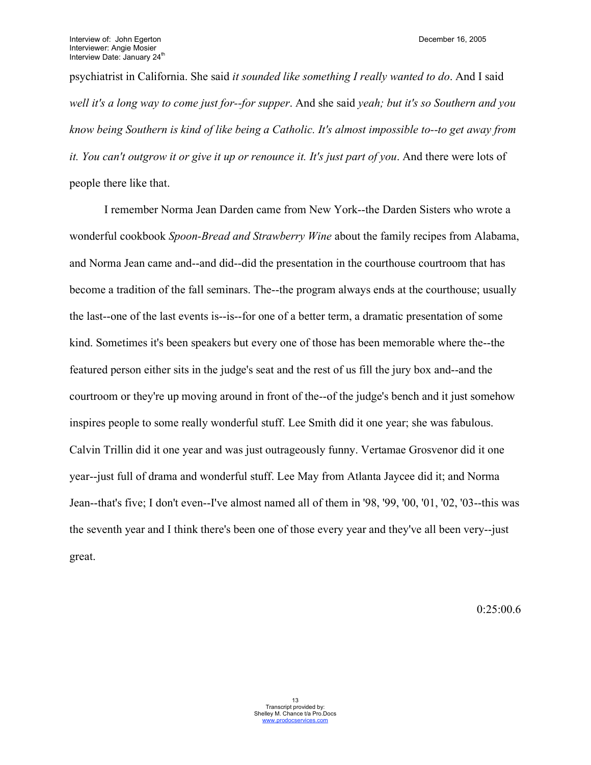psychiatrist in California. She said *it sounded like something I really wanted to do*. And I said *well it's a long way to come just for--for supper*. And she said *yeah; but it's so Southern and you know being Southern is kind of like being a Catholic. It's almost impossible to--to get away from it. You can't outgrow it or give it up or renounce it. It's just part of you*. And there were lots of people there like that.

I remember Norma Jean Darden came from New York--the Darden Sisters who wrote a wonderful cookbook *Spoon-Bread and Strawberry Wine* about the family recipes from Alabama, and Norma Jean came and--and did--did the presentation in the courthouse courtroom that has become a tradition of the fall seminars. The--the program always ends at the courthouse; usually the last--one of the last events is--is--for one of a better term, a dramatic presentation of some kind. Sometimes it's been speakers but every one of those has been memorable where the--the featured person either sits in the judge's seat and the rest of us fill the jury box and--and the courtroom or they're up moving around in front of the--of the judge's bench and it just somehow inspires people to some really wonderful stuff. Lee Smith did it one year; she was fabulous. Calvin Trillin did it one year and was just outrageously funny. Vertamae Grosvenor did it one year--just full of drama and wonderful stuff. Lee May from Atlanta Jaycee did it; and Norma Jean--that's five; I don't even--I've almost named all of them in '98, '99, '00, '01, '02, '03--this was the seventh year and I think there's been one of those every year and they've all been very--just great.

0:25:00.6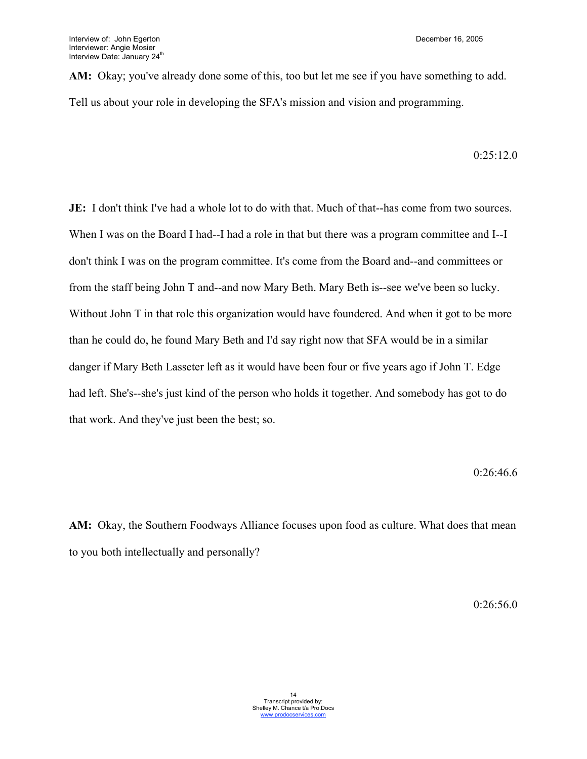**AM:** Okay; you've already done some of this, too but let me see if you have something to add. Tell us about your role in developing the SFA's mission and vision and programming.

0:25:12.0

**JE:** I don't think I've had a whole lot to do with that. Much of that--has come from two sources. When I was on the Board I had--I had a role in that but there was a program committee and I--I don't think I was on the program committee. It's come from the Board and--and committees or from the staff being John T and--and now Mary Beth. Mary Beth is--see we've been so lucky. Without John T in that role this organization would have foundered. And when it got to be more than he could do, he found Mary Beth and I'd say right now that SFA would be in a similar danger if Mary Beth Lasseter left as it would have been four or five years ago if John T. Edge had left. She's--she's just kind of the person who holds it together. And somebody has got to do that work. And they've just been the best; so.

0:26:46.6

**AM:** Okay, the Southern Foodways Alliance focuses upon food as culture. What does that mean to you both intellectually and personally?

0:26:56.0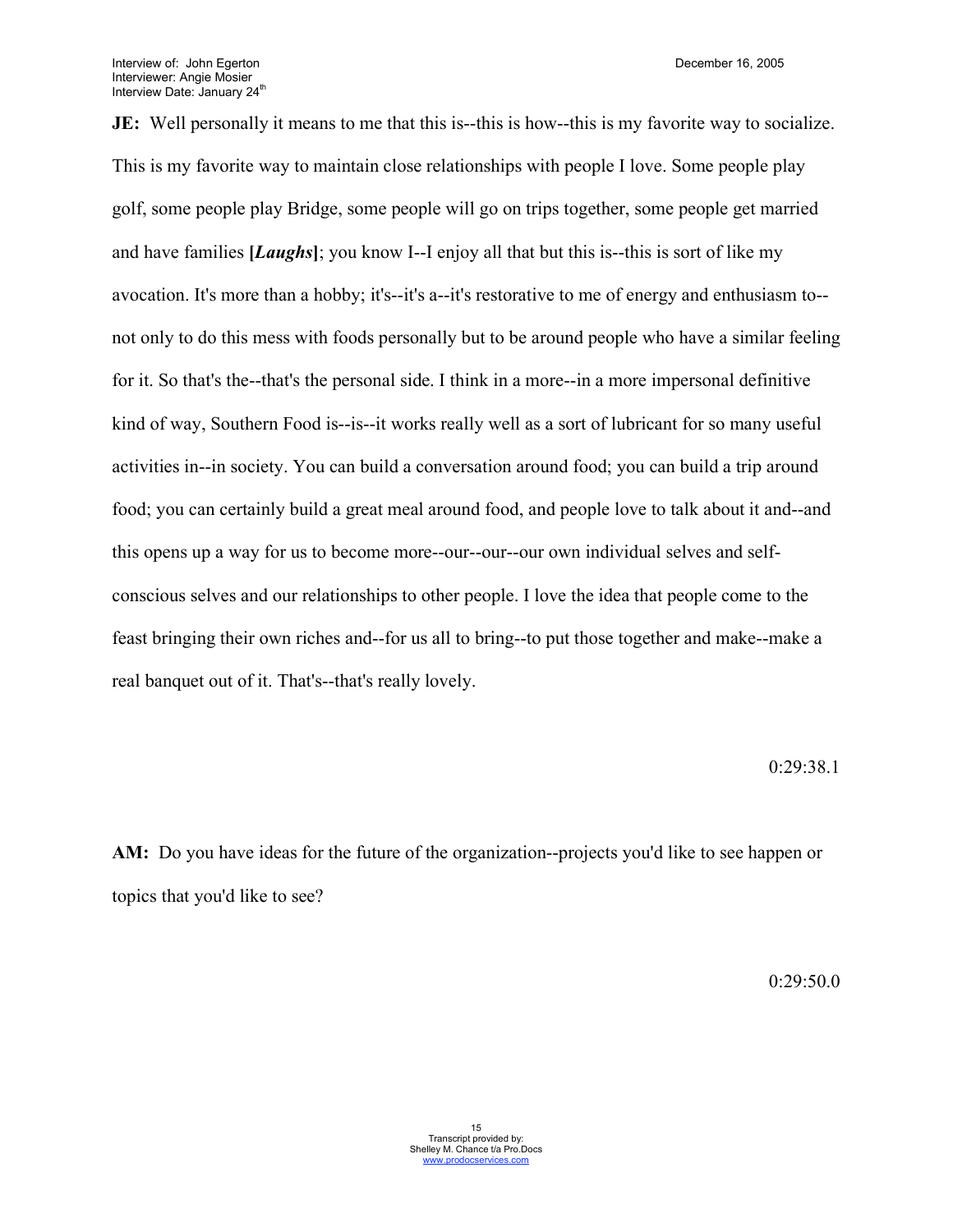**JE:** Well personally it means to me that this is--this is how--this is my favorite way to socialize. This is my favorite way to maintain close relationships with people I love. Some people play golf, some people play Bridge, some people will go on trips together, some people get married and have families **[*Laughs*]**; you know I--I enjoy all that but this is--this is sort of like my avocation. It's more than a hobby; it's--it's a--it's restorative to me of energy and enthusiasm to--not only to do this mess with foods personally but to be around people who have a similar feeling for it. So that's the--that's the personal side. I think in a more--in a more impersonal definitive kind of way, Southern Food is--is--it works really well as a sort of lubricant for so many useful activities in--in society. You can build a conversation around food; you can build a trip around food; you can certainly build a great meal around food, and people love to talk about it and--and this opens up a way for us to become more--our--our--our own individual selves and self-conscious selves and our relationships to other people. I love the idea that people come to the feast bringing their own riches and--for us all to bring--to put those together and make--make a real banquet out of it. That's--that's really lovely.

0:29:38.1

**AM:** Do you have ideas for the future of the organization--projects you'd like to see happen or topics that you'd like to see?

0:29:50.0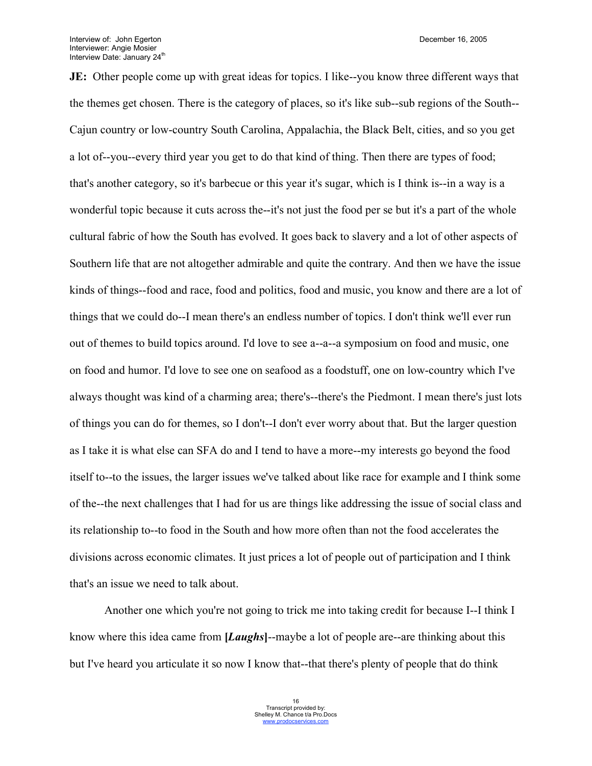**JE:** Other people come up with great ideas for topics. I like--you know three different ways that the themes get chosen. There is the category of places, so it's like sub--sub regions of the South--Cajun country or low-country South Carolina, Appalachia, the Black Belt, cities, and so you get a lot of--you--every third year you get to do that kind of thing. Then there are types of food; that's another category, so it's barbecue or this year it's sugar, which is I think is--in a way is a wonderful topic because it cuts across the--it's not just the food per se but it's a part of the whole cultural fabric of how the South has evolved. It goes back to slavery and a lot of other aspects of Southern life that are not altogether admirable and quite the contrary. And then we have the issue kinds of things--food and race, food and politics, food and music, you know and there are a lot of things that we could do--I mean there's an endless number of topics. I don't think we'll ever run out of themes to build topics around. I'd love to see a--a--a symposium on food and music, one on food and humor. I'd love to see one on seafood as a foodstuff, one on low-country which I've always thought was kind of a charming area; there's--there's the Piedmont. I mean there's just lots of things you can do for themes, so I don't--I don't ever worry about that. But the larger question as I take it is what else can SFA do and I tend to have a more--my interests go beyond the food itself to--to the issues, the larger issues we've talked about like race for example and I think some of the--the next challenges that I had for us are things like addressing the issue of social class and its relationship to--to food in the South and how more often than not the food accelerates the divisions across economic climates. It just prices a lot of people out of participation and I think that's an issue we need to talk about.

Another one which you're not going to trick me into taking credit for because I--I think I know where this idea came from **[*Laughs*]**--maybe a lot of people are--are thinking about this but I've heard you articulate it so now I know that--that there's plenty of people that do think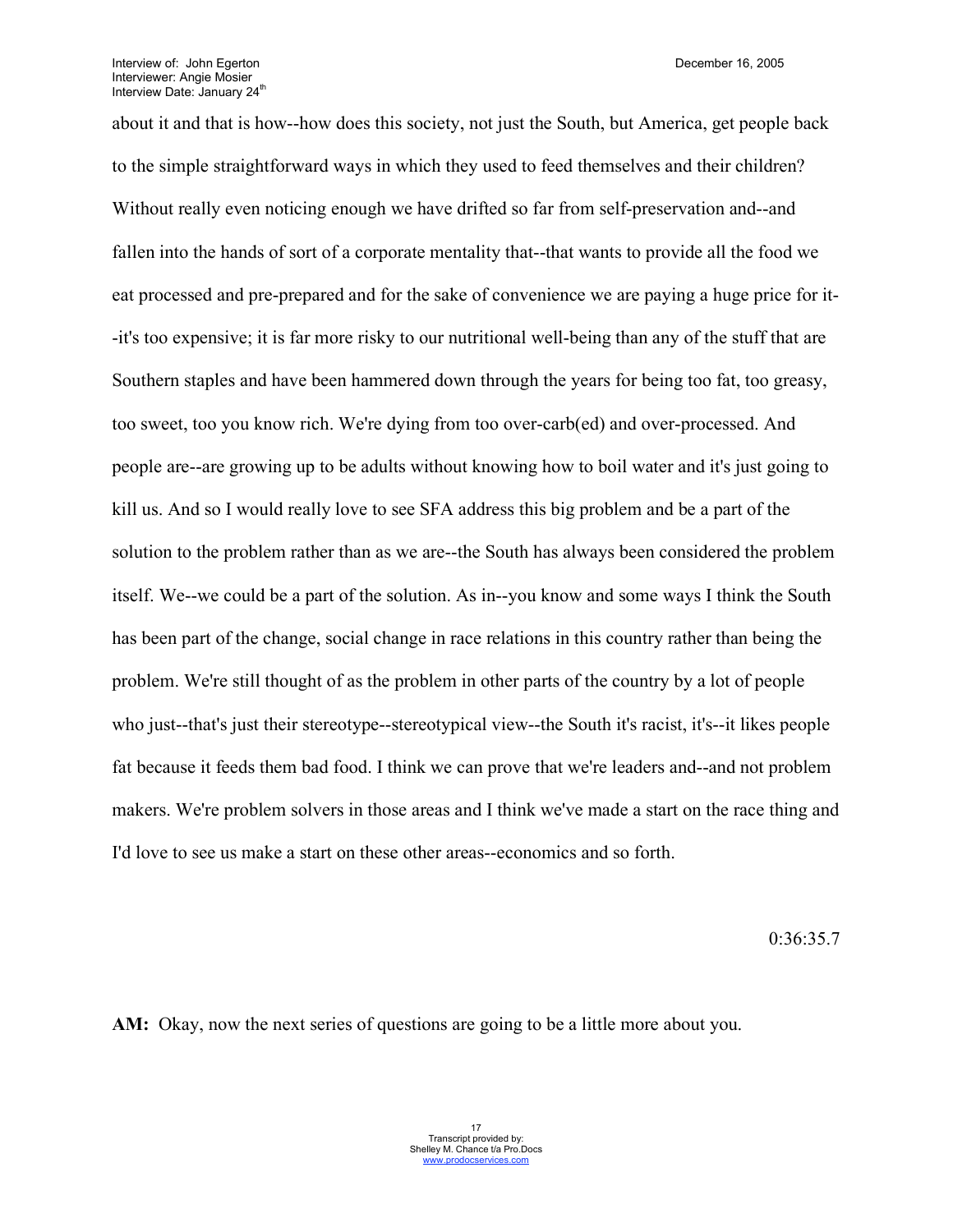about it and that is how--how does this society, not just the South, but America, get people back to the simple straightforward ways in which they used to feed themselves and their children? Without really even noticing enough we have drifted so far from self-preservation and--and fallen into the hands of sort of a corporate mentality that--that wants to provide all the food we eat processed and pre-prepared and for the sake of convenience we are paying a huge price for it--it's too expensive; it is far more risky to our nutritional well-being than any of the stuff that are Southern staples and have been hammered down through the years for being too fat, too greasy, too sweet, too you know rich. We're dying from too over-carb(ed) and over-processed. And people are--are growing up to be adults without knowing how to boil water and it's just going to kill us. And so I would really love to see SFA address this big problem and be a part of the solution to the problem rather than as we are--the South has always been considered the problem itself. We--we could be a part of the solution. As in--you know and some ways I think the South has been part of the change, social change in race relations in this country rather than being the problem. We're still thought of as the problem in other parts of the country by a lot of people who just--that's just their stereotype--stereotypical view--the South it's racist, it's--it likes people fat because it feeds them bad food. I think we can prove that we're leaders and--and not problem makers. We're problem solvers in those areas and I think we've made a start on the race thing and I'd love to see us make a start on these other areas--economics and so forth.

0:36:35.7

**AM:** Okay, now the next series of questions are going to be a little more about you.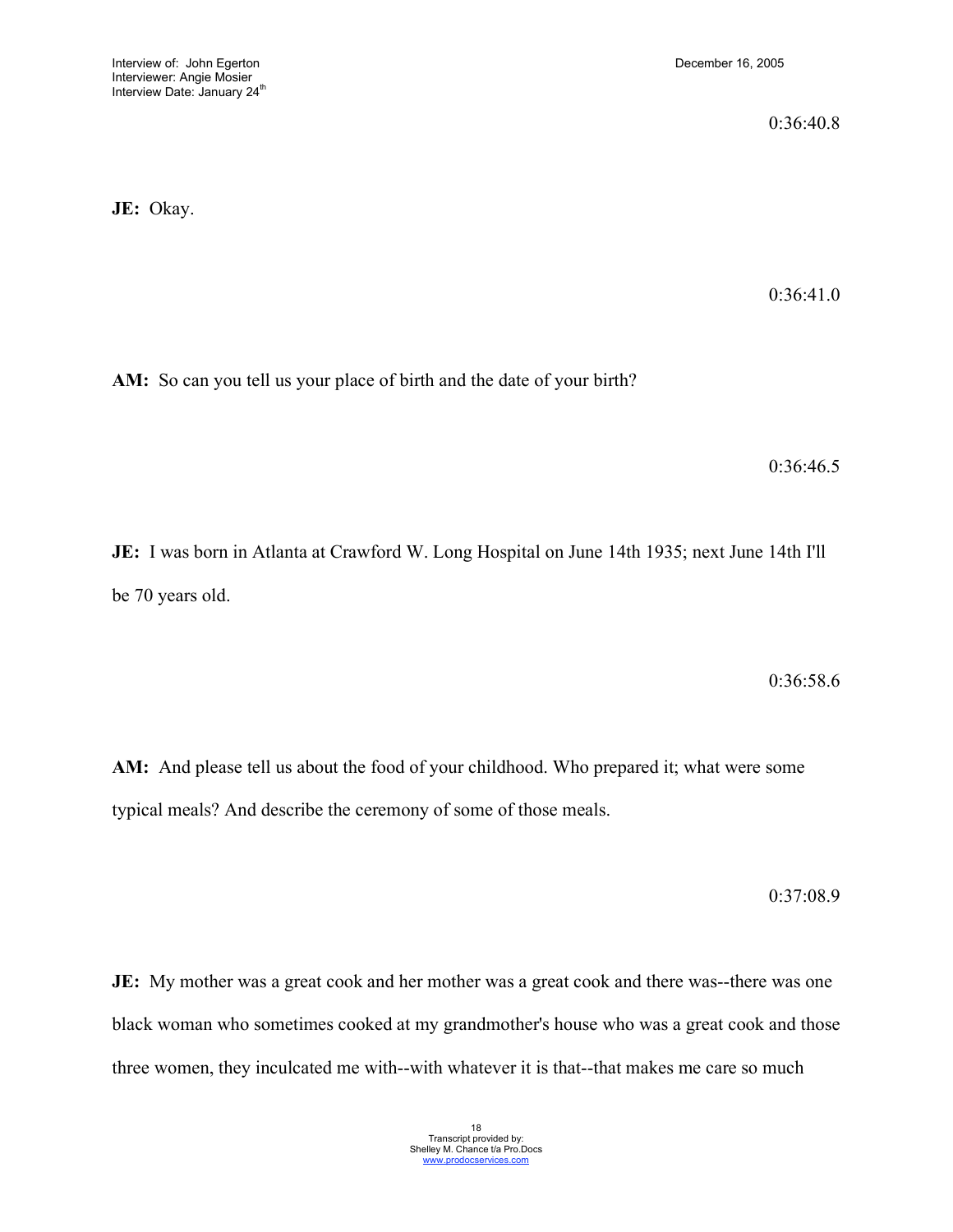0:36:40.8

**JE:** Okay.

0:36:41.0

**AM:** So can you tell us your place of birth and the date of your birth?

0:36:46.5

**JE:** I was born in Atlanta at Crawford W. Long Hospital on June 14th 1935; next June 14th I'll be 70 years old.

0:36:58.6

**AM:** And please tell us about the food of your childhood. Who prepared it; what were some typical meals? And describe the ceremony of some of those meals.

0:37:08.9

**JE:** My mother was a great cook and her mother was a great cook and there was--there was one black woman who sometimes cooked at my grandmother's house who was a great cook and those three women, they inculcated me with--with whatever it is that--that makes me care so much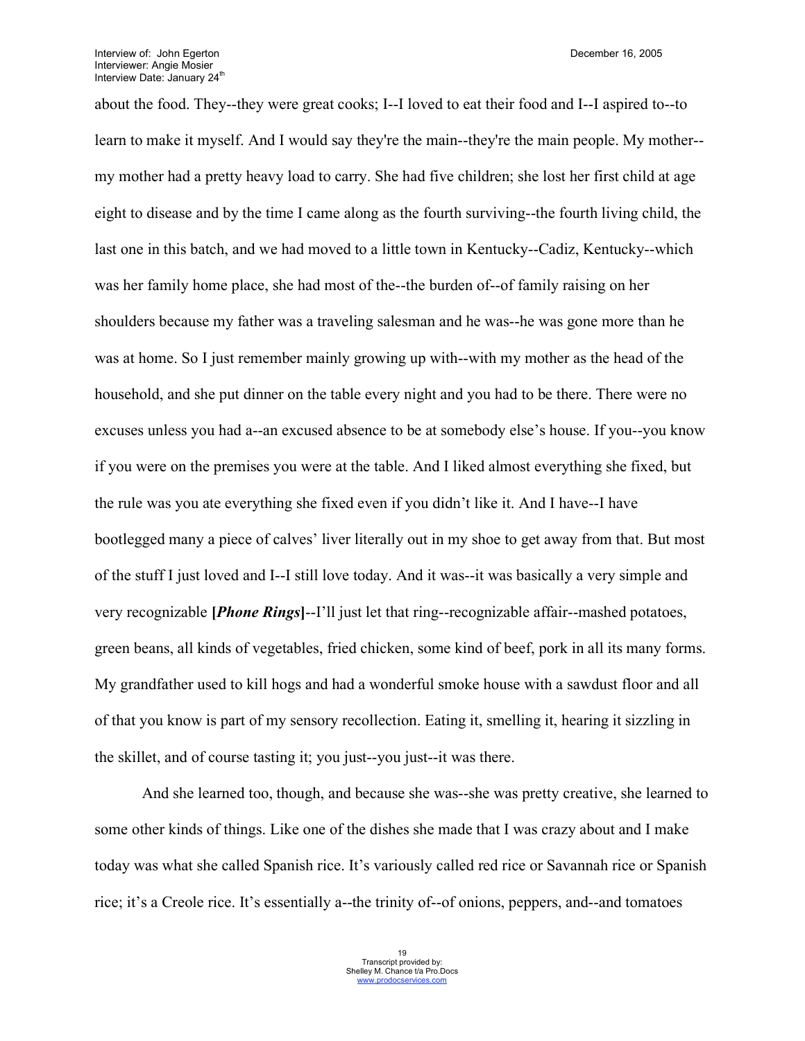about the food. They--they were great cooks; I--I loved to eat their food and I--I aspired to--to learn to make it myself. And I would say they're the main--they're the main people. My mother--my mother had a pretty heavy load to carry. She had five children; she lost her first child at age eight to disease and by the time I came along as the fourth surviving--the fourth living child, the last one in this batch, and we had moved to a little town in Kentucky--Cadiz, Kentucky--which was her family home place, she had most of the--the burden of--of family raising on her shoulders because my father was a traveling salesman and he was--he was gone more than he was at home. So I just remember mainly growing up with--with my mother as the head of the household, and she put dinner on the table every night and you had to be there. There were no excuses unless you had a--an excused absence to be at somebody else's house. If you--you know if you were on the premises you were at the table. And I liked almost everything she fixed, but the rule was you ate everything she fixed even if you didn't like it. And I have--I have bootlegged many a piece of calves' liver literally out in my shoe to get away from that. But most of the stuff I just loved and I--I still love today. And it was--it was basically a very simple and very recognizable **[*Phone Rings*]**--I'll just let that ring--recognizable affair--mashed potatoes, green beans, all kinds of vegetables, fried chicken, some kind of beef, pork in all its many forms. My grandfather used to kill hogs and had a wonderful smoke house with a sawdust floor and all of that you know is part of my sensory recollection. Eating it, smelling it, hearing it sizzling in the skillet, and of course tasting it; you just--you just--it was there.

And she learned too, though, and because she was--she was pretty creative, she learned to some other kinds of things. Like one of the dishes she made that I was crazy about and I make today was what she called Spanish rice. It's variously called red rice or Savannah rice or Spanish rice; it's a Creole rice. It's essentially a--the trinity of--of onions, peppers, and--and tomatoes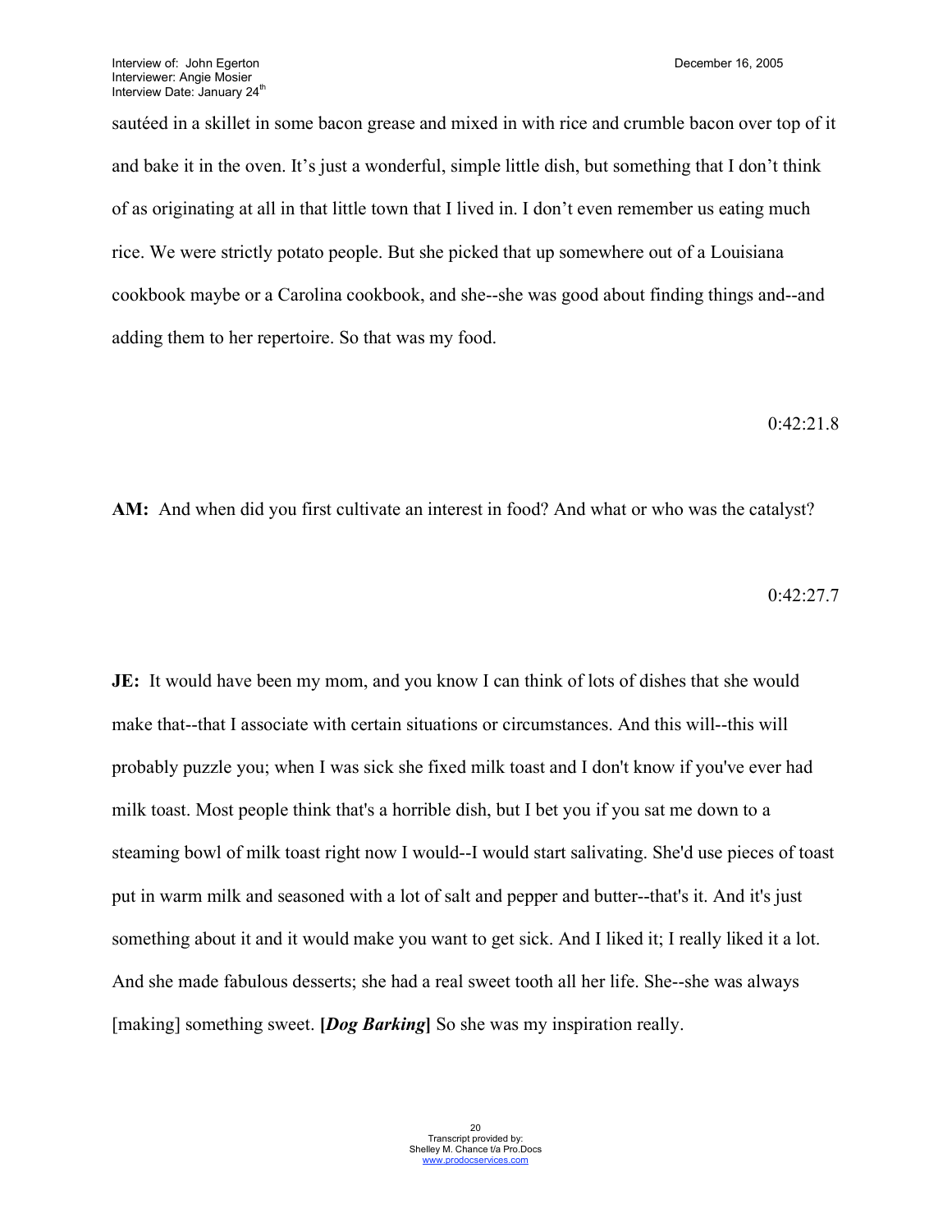sautéed in a skillet in some bacon grease and mixed in with rice and crumble bacon over top of it and bake it in the oven. It's just a wonderful, simple little dish, but something that I don't think of as originating at all in that little town that I lived in. I don't even remember us eating much rice. We were strictly potato people. But she picked that up somewhere out of a Louisiana cookbook maybe or a Carolina cookbook, and she--she was good about finding things and--and adding them to her repertoire. So that was my food.

0:42:21.8

**AM:** And when did you first cultivate an interest in food? And what or who was the catalyst?

0:42:27.7

**JE:** It would have been my mom, and you know I can think of lots of dishes that she would make that--that I associate with certain situations or circumstances. And this will--this will probably puzzle you; when I was sick she fixed milk toast and I don't know if you've ever had milk toast. Most people think that's a horrible dish, but I bet you if you sat me down to a steaming bowl of milk toast right now I would--I would start salivating. She'd use pieces of toast put in warm milk and seasoned with a lot of salt and pepper and butter--that's it. And it's just something about it and it would make you want to get sick. And I liked it; I really liked it a lot. And she made fabulous desserts; she had a real sweet tooth all her life. She--she was always [making] something sweet. **[*Dog Barking*]** So she was my inspiration really.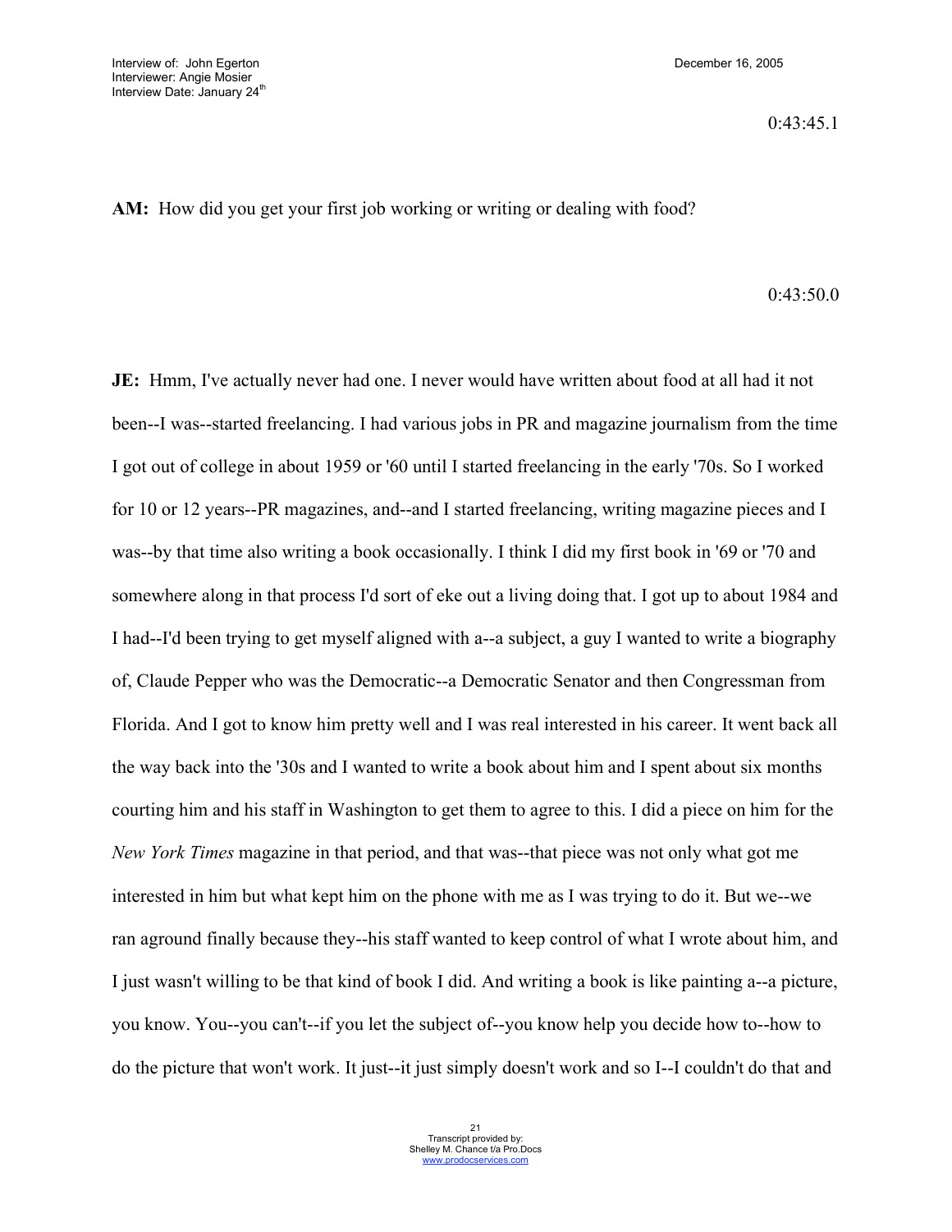0:43:45.1

**AM:** How did you get your first job working or writing or dealing with food?

0:43:50.0

**JE:** Hmm, I've actually never had one. I never would have written about food at all had it not been--I was--started freelancing. I had various jobs in PR and magazine journalism from the time I got out of college in about 1959 or '60 until I started freelancing in the early '70s. So I worked for 10 or 12 years--PR magazines, and--and I started freelancing, writing magazine pieces and I was--by that time also writing a book occasionally. I think I did my first book in '69 or '70 and somewhere along in that process I'd sort of eke out a living doing that. I got up to about 1984 and I had--I'd been trying to get myself aligned with a--a subject, a guy I wanted to write a biography of, Claude Pepper who was the Democratic--a Democratic Senator and then Congressman from Florida. And I got to know him pretty well and I was real interested in his career. It went back all the way back into the '30s and I wanted to write a book about him and I spent about six months courting him and his staff in Washington to get them to agree to this. I did a piece on him for the *New York Times* magazine in that period, and that was--that piece was not only what got me interested in him but what kept him on the phone with me as I was trying to do it. But we--we ran aground finally because they--his staff wanted to keep control of what I wrote about him, and I just wasn't willing to be that kind of book I did. And writing a book is like painting a--a picture, you know. You--you can't--if you let the subject of--you know help you decide how to--how to do the picture that won't work. It just--it just simply doesn't work and so I--I couldn't do that and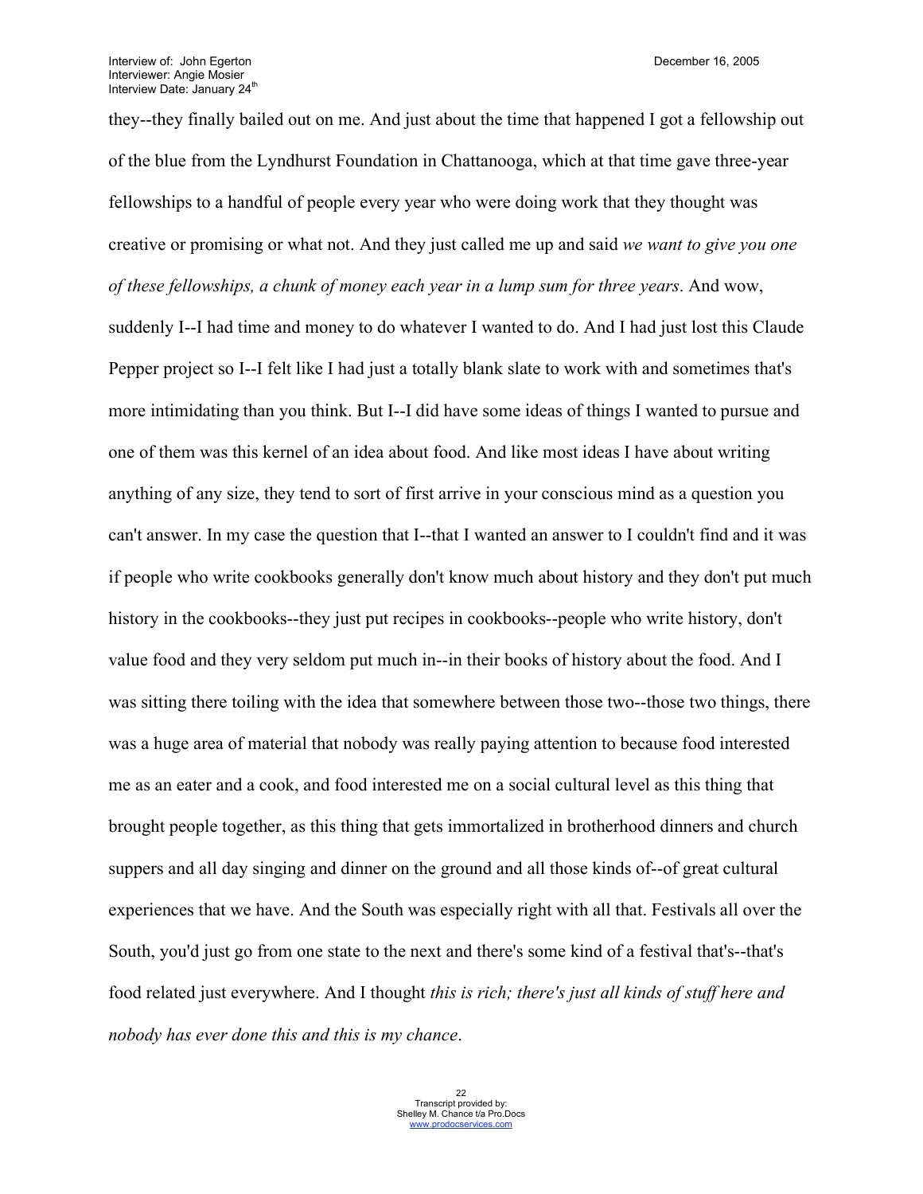they--they finally bailed out on me. And just about the time that happened I got a fellowship out of the blue from the Lyndhurst Foundation in Chattanooga, which at that time gave three-year fellowships to a handful of people every year who were doing work that they thought was creative or promising or what not. And they just called me up and said *we want to give you one of these fellowships, a chunk of money each year in a lump sum for three years*. And wow, suddenly I--I had time and money to do whatever I wanted to do. And I had just lost this Claude Pepper project so I--I felt like I had just a totally blank slate to work with and sometimes that's more intimidating than you think. But I--I did have some ideas of things I wanted to pursue and one of them was this kernel of an idea about food. And like most ideas I have about writing anything of any size, they tend to sort of first arrive in your conscious mind as a question you can't answer. In my case the question that I--that I wanted an answer to I couldn't find and it was if people who write cookbooks generally don't know much about history and they don't put much history in the cookbooks--they just put recipes in cookbooks--people who write history, don't value food and they very seldom put much in--in their books of history about the food. And I was sitting there toiling with the idea that somewhere between those two--those two things, there was a huge area of material that nobody was really paying attention to because food interested me as an eater and a cook, and food interested me on a social cultural level as this thing that brought people together, as this thing that gets immortalized in brotherhood dinners and church suppers and all day singing and dinner on the ground and all those kinds of--of great cultural experiences that we have. And the South was especially right with all that. Festivals all over the South, you'd just go from one state to the next and there's some kind of a festival that's--that's food related just everywhere. And I thought *this is rich; there's just all kinds of stuff here and nobody has ever done this and this is my chance*.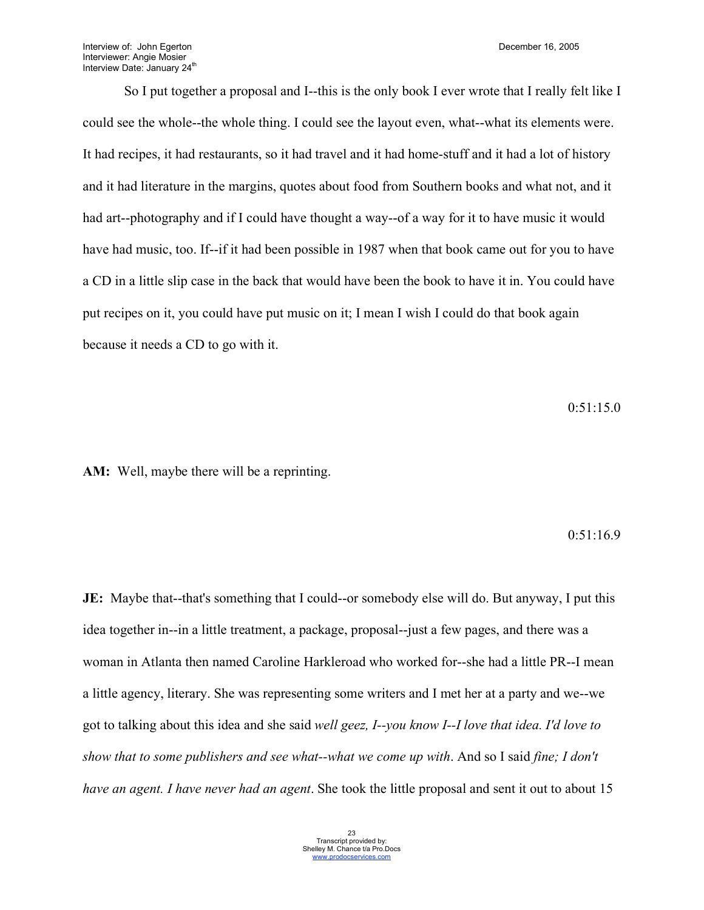So I put together a proposal and I--this is the only book I ever wrote that I really felt like I could see the whole--the whole thing. I could see the layout even, what--what its elements were. It had recipes, it had restaurants, so it had travel and it had home-stuff and it had a lot of history and it had literature in the margins, quotes about food from Southern books and what not, and it had art--photography and if I could have thought a way--of a way for it to have music it would have had music, too. If--if it had been possible in 1987 when that book came out for you to have a CD in a little slip case in the back that would have been the book to have it in. You could have put recipes on it, you could have put music on it; I mean I wish I could do that book again because it needs a CD to go with it.

0:51:15.0

**AM:** Well, maybe there will be a reprinting.

0:51:16.9

**JE:** Maybe that--that's something that I could--or somebody else will do. But anyway, I put this idea together in--in a little treatment, a package, proposal--just a few pages, and there was a woman in Atlanta then named Caroline Harkleroad who worked for--she had a little PR--I mean a little agency, literary. She was representing some writers and I met her at a party and we--we got to talking about this idea and she said *well geez, I--you know I--I love that idea. I'd love to show that to some publishers and see what--what we come up with*. And so I said *fine; I don't have an agent. I have never had an agent*. She took the little proposal and sent it out to about 15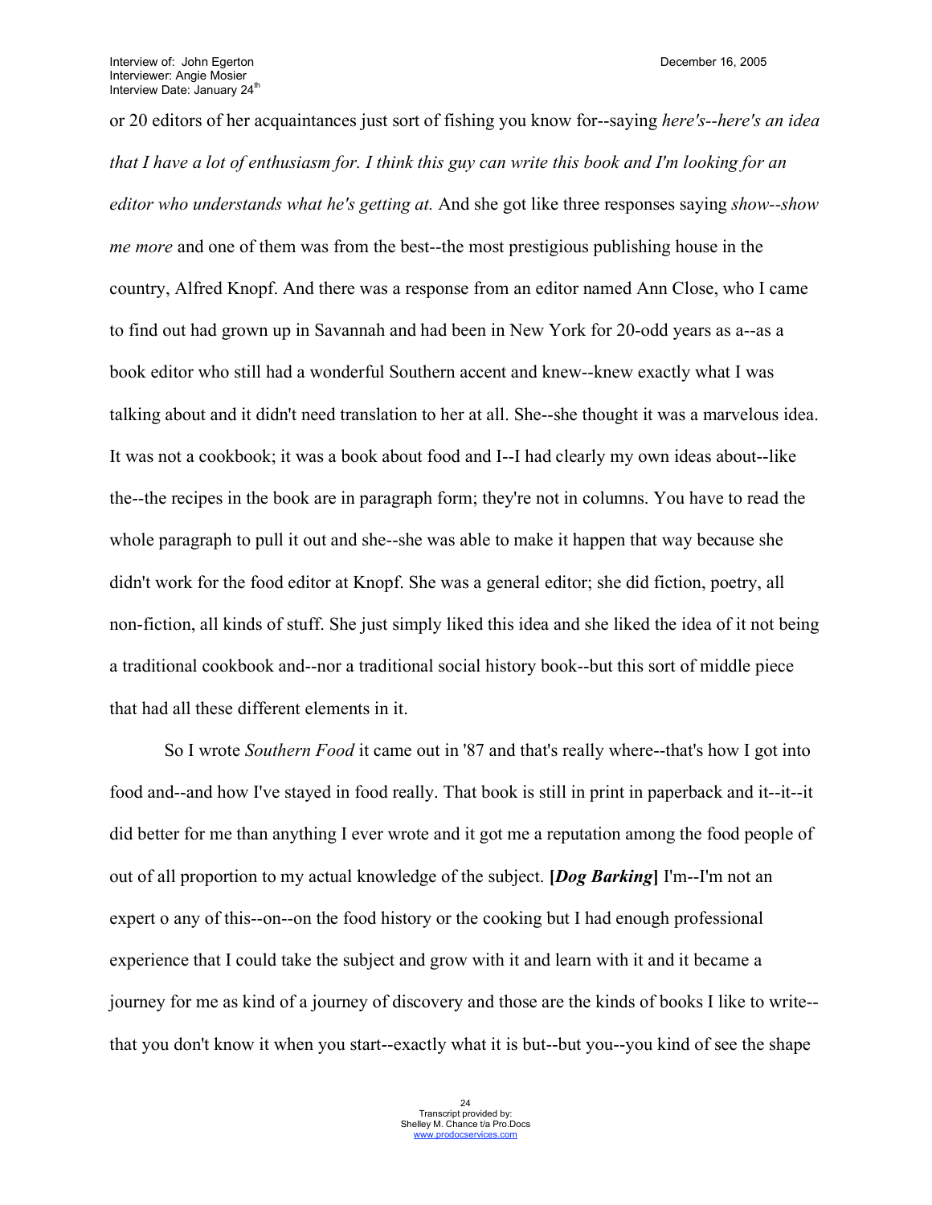or 20 editors of her acquaintances just sort of fishing you know for--saying *here's--here's an idea that I have a lot of enthusiasm for. I think this guy can write this book and I'm looking for an editor who understands what he's getting at.* And she got like three responses saying *show--show me more* and one of them was from the best--the most prestigious publishing house in the country, Alfred Knopf. And there was a response from an editor named Ann Close, who I came to find out had grown up in Savannah and had been in New York for 20-odd years as a--as a book editor who still had a wonderful Southern accent and knew--knew exactly what I was talking about and it didn't need translation to her at all. She--she thought it was a marvelous idea. It was not a cookbook; it was a book about food and I--I had clearly my own ideas about--like the--the recipes in the book are in paragraph form; they're not in columns. You have to read the whole paragraph to pull it out and she--she was able to make it happen that way because she didn't work for the food editor at Knopf. She was a general editor; she did fiction, poetry, all non-fiction, all kinds of stuff. She just simply liked this idea and she liked the idea of it not being a traditional cookbook and--nor a traditional social history book--but this sort of middle piece that had all these different elements in it.

So I wrote *Southern Food* it came out in '87 and that's really where--that's how I got into food and--and how I've stayed in food really. That book is still in print in paperback and it--it--it did better for me than anything I ever wrote and it got me a reputation among the food people of out of all proportion to my actual knowledge of the subject. **[*Dog Barking*]** I'm--I'm not an expert o any of this--on--on the food history or the cooking but I had enough professional experience that I could take the subject and grow with it and learn with it and it became a journey for me as kind of a journey of discovery and those are the kinds of books I like to write--that you don't know it when you start--exactly what it is but--but you--you kind of see the shape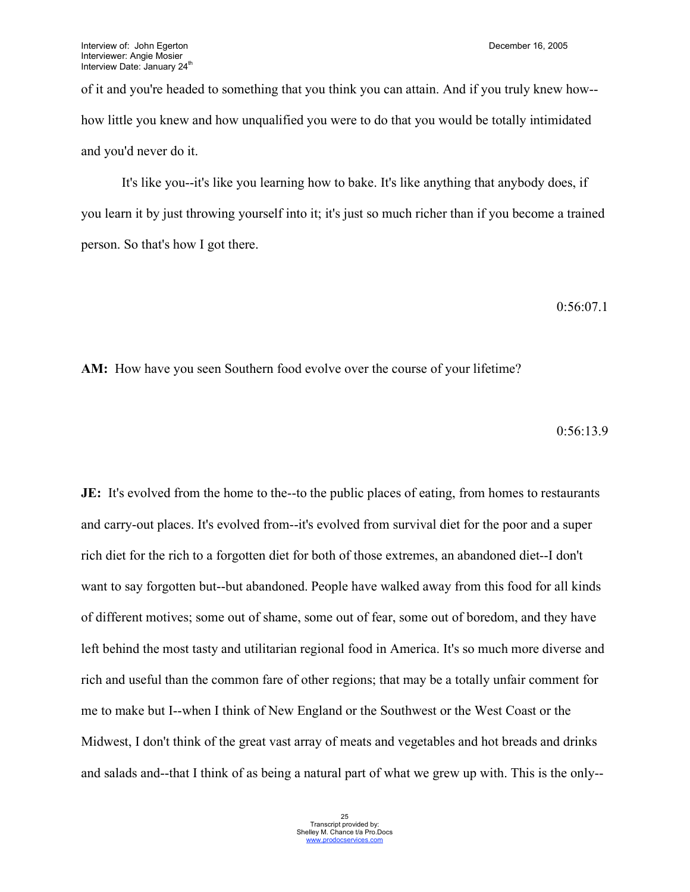of it and you're headed to something that you think you can attain. And if you truly knew how--how little you knew and how unqualified you were to do that you would be totally intimidated and you'd never do it.

It's like you--it's like you learning how to bake. It's like anything that anybody does, if you learn it by just throwing yourself into it; it's just so much richer than if you become a trained person. So that's how I got there.

0:56:07.1

**AM:** How have you seen Southern food evolve over the course of your lifetime?

0:56:13.9

**JE:** It's evolved from the home to the--to the public places of eating, from homes to restaurants and carry-out places. It's evolved from--it's evolved from survival diet for the poor and a super rich diet for the rich to a forgotten diet for both of those extremes, an abandoned diet--I don't want to say forgotten but--but abandoned. People have walked away from this food for all kinds of different motives; some out of shame, some out of fear, some out of boredom, and they have left behind the most tasty and utilitarian regional food in America. It's so much more diverse and rich and useful than the common fare of other regions; that may be a totally unfair comment for me to make but I--when I think of New England or the Southwest or the West Coast or the Midwest, I don't think of the great vast array of meats and vegetables and hot breads and drinks and salads and--that I think of as being a natural part of what we grew up with. This is the only--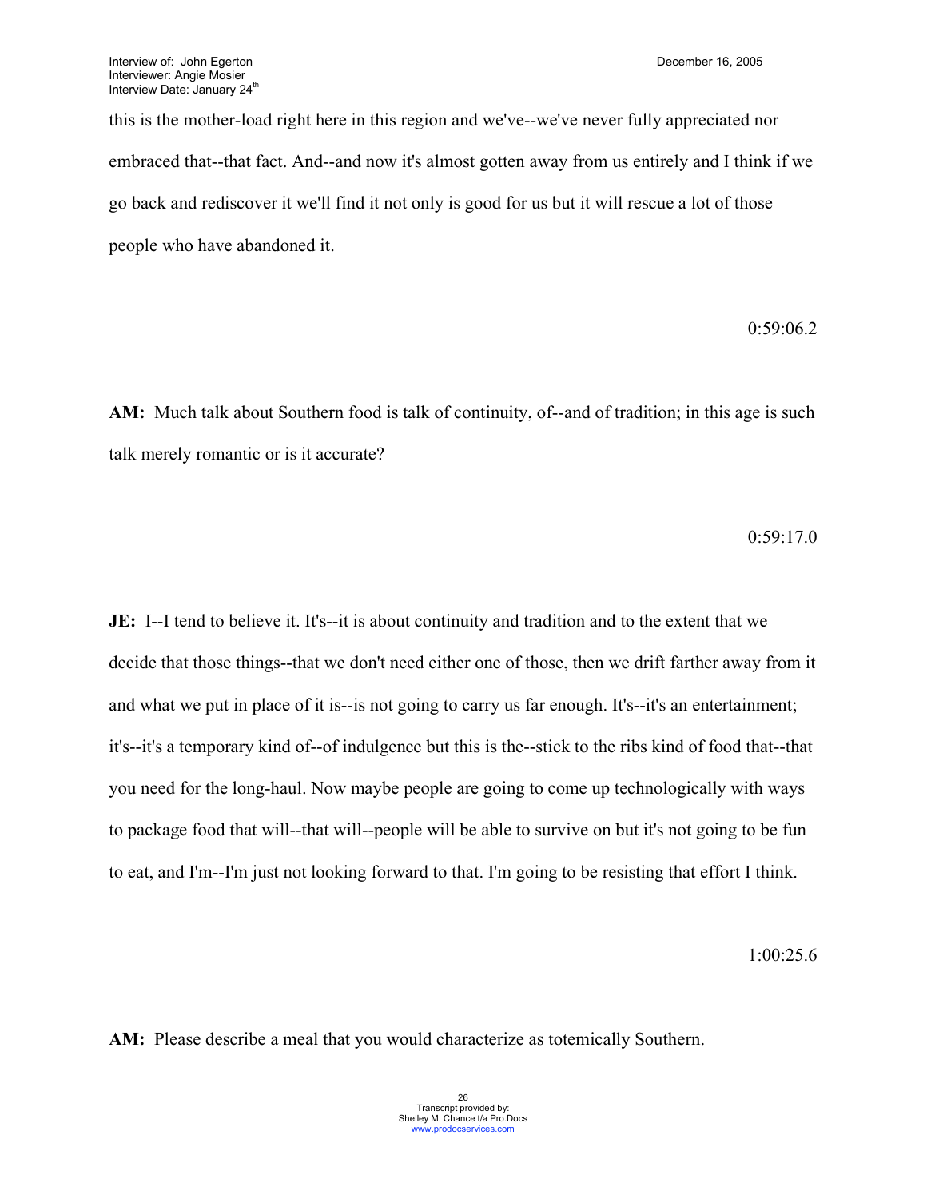this is the mother-load right here in this region and we've--we've never fully appreciated nor embraced that--that fact. And--and now it's almost gotten away from us entirely and I think if we go back and rediscover it we'll find it not only is good for us but it will rescue a lot of those people who have abandoned it.

0:59:06.2

**AM:** Much talk about Southern food is talk of continuity, of--and of tradition; in this age is such talk merely romantic or is it accurate?

0:59:17.0

**JE:** I--I tend to believe it. It's--it is about continuity and tradition and to the extent that we decide that those things--that we don't need either one of those, then we drift farther away from it and what we put in place of it is--is not going to carry us far enough. It's--it's an entertainment; it's--it's a temporary kind of--of indulgence but this is the--stick to the ribs kind of food that--that you need for the long-haul. Now maybe people are going to come up technologically with ways to package food that will--that will--people will be able to survive on but it's not going to be fun to eat, and I'm--I'm just not looking forward to that. I'm going to be resisting that effort I think.

1:00:25.6

**AM:** Please describe a meal that you would characterize as totemically Southern.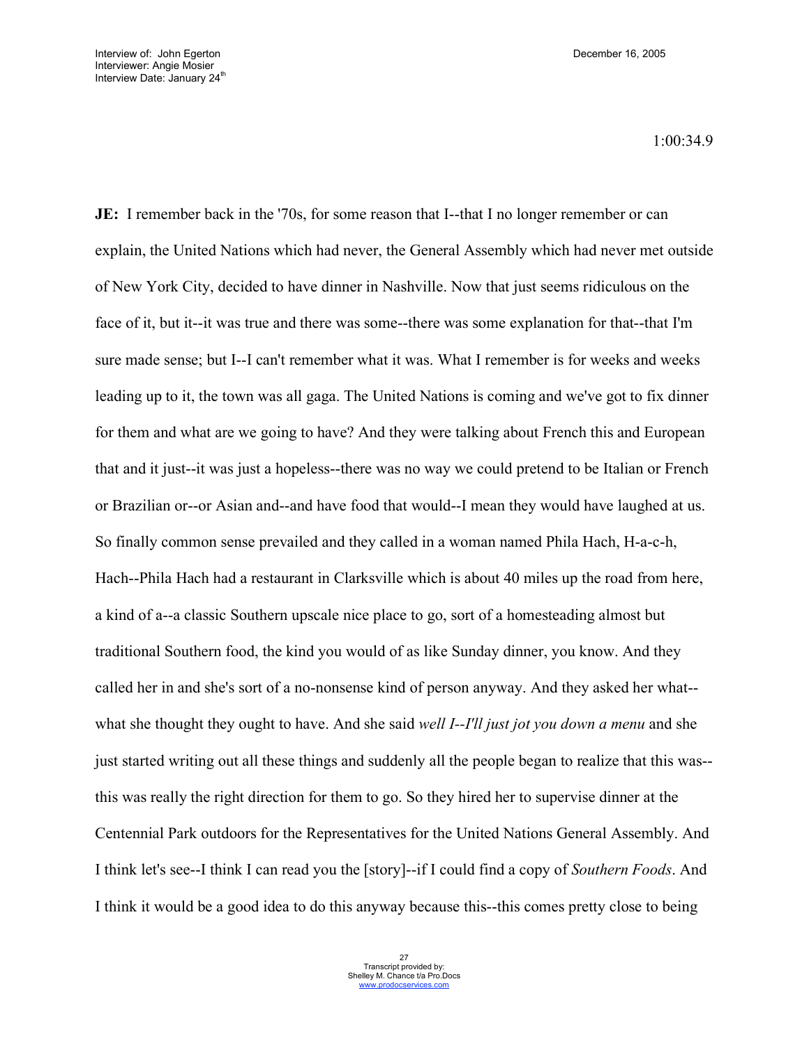1:00:34.9

**JE:** I remember back in the '70s, for some reason that I--that I no longer remember or can explain, the United Nations which had never, the General Assembly which had never met outside of New York City, decided to have dinner in Nashville. Now that just seems ridiculous on the face of it, but it--it was true and there was some--there was some explanation for that--that I'm sure made sense; but I--I can't remember what it was. What I remember is for weeks and weeks leading up to it, the town was all gaga. The United Nations is coming and we've got to fix dinner for them and what are we going to have? And they were talking about French this and European that and it just--it was just a hopeless--there was no way we could pretend to be Italian or French or Brazilian or--or Asian and--and have food that would--I mean they would have laughed at us. So finally common sense prevailed and they called in a woman named Phila Hach, H-a-c-h, Hach--Phila Hach had a restaurant in Clarksville which is about 40 miles up the road from here, a kind of a--a classic Southern upscale nice place to go, sort of a homesteading almost but traditional Southern food, the kind you would of as like Sunday dinner, you know. And they called her in and she's sort of a no-nonsense kind of person anyway. And they asked her what--what she thought they ought to have. And she said *well I--I'll just jot you down a menu* and she just started writing out all these things and suddenly all the people began to realize that this was--this was really the right direction for them to go. So they hired her to supervise dinner at the Centennial Park outdoors for the Representatives for the United Nations General Assembly. And I think let's see--I think I can read you the [story]--if I could find a copy of *Southern Foods*. And I think it would be a good idea to do this anyway because this--this comes pretty close to being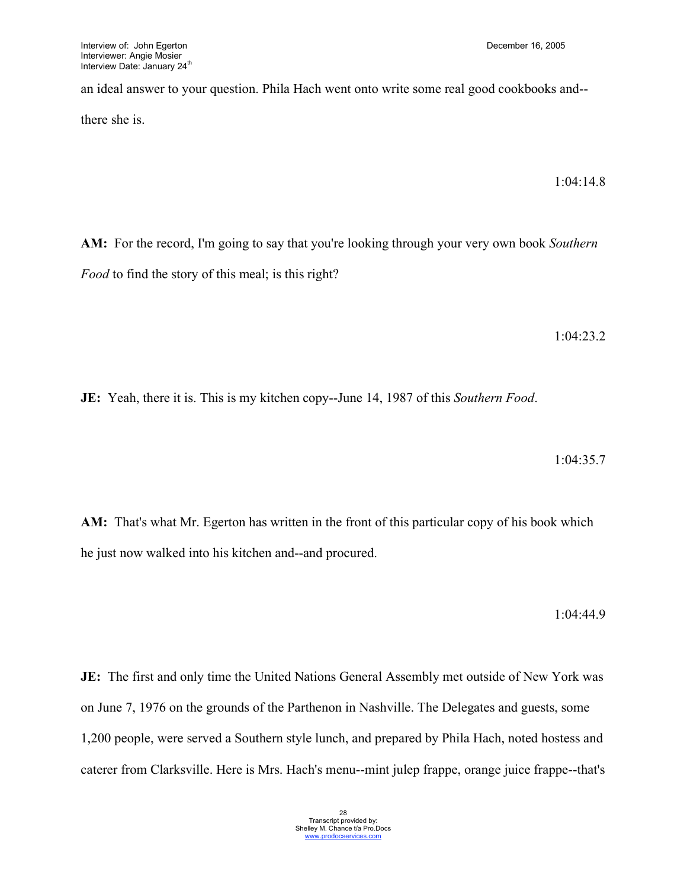an ideal answer to your question. Phila Hach went onto write some real good cookbooks and--there she is.

1:04:14.8

**AM:** For the record, I'm going to say that you're looking through your very own book *Southern Food* to find the story of this meal; is this right?

1:04:23.2

**JE:** Yeah, there it is. This is my kitchen copy--June 14, 1987 of this *Southern Food*.

1:04:35.7

**AM:** That's what Mr. Egerton has written in the front of this particular copy of his book which he just now walked into his kitchen and--and procured.

1:04:44.9

**JE:** The first and only time the United Nations General Assembly met outside of New York was on June 7, 1976 on the grounds of the Parthenon in Nashville. The Delegates and guests, some 1,200 people, were served a Southern style lunch, and prepared by Phila Hach, noted hostess and caterer from Clarksville. Here is Mrs. Hach's menu--mint julep frappe, orange juice frappe--that's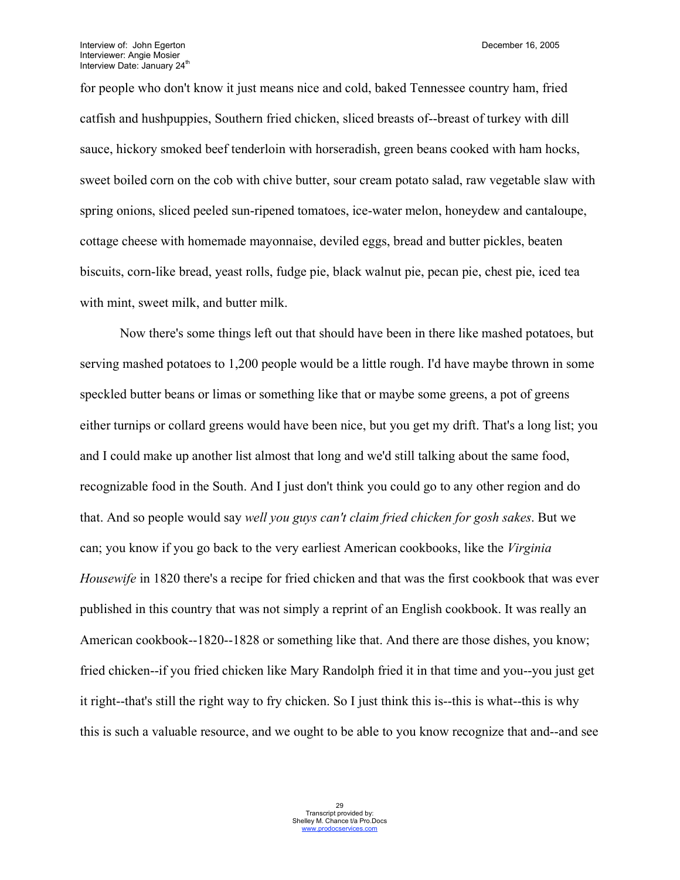for people who don't know it just means nice and cold, baked Tennessee country ham, fried catfish and hushpuppies, Southern fried chicken, sliced breasts of--breast of turkey with dill sauce, hickory smoked beef tenderloin with horseradish, green beans cooked with ham hocks, sweet boiled corn on the cob with chive butter, sour cream potato salad, raw vegetable slaw with spring onions, sliced peeled sun-ripened tomatoes, ice-water melon, honeydew and cantaloupe, cottage cheese with homemade mayonnaise, deviled eggs, bread and butter pickles, beaten biscuits, corn-like bread, yeast rolls, fudge pie, black walnut pie, pecan pie, chest pie, iced tea with mint, sweet milk, and butter milk.

Now there's some things left out that should have been in there like mashed potatoes, but serving mashed potatoes to 1,200 people would be a little rough. I'd have maybe thrown in some speckled butter beans or limas or something like that or maybe some greens, a pot of greens either turnips or collard greens would have been nice, but you get my drift. That's a long list; you and I could make up another list almost that long and we'd still talking about the same food, recognizable food in the South. And I just don't think you could go to any other region and do that. And so people would say *well you guys can't claim fried chicken for gosh sakes*. But we can; you know if you go back to the very earliest American cookbooks, like the *Virginia Housewife* in 1820 there's a recipe for fried chicken and that was the first cookbook that was ever published in this country that was not simply a reprint of an English cookbook. It was really an American cookbook--1820--1828 or something like that. And there are those dishes, you know; fried chicken--if you fried chicken like Mary Randolph fried it in that time and you--you just get it right--that's still the right way to fry chicken. So I just think this is--this is what--this is why this is such a valuable resource, and we ought to be able to you know recognize that and--and see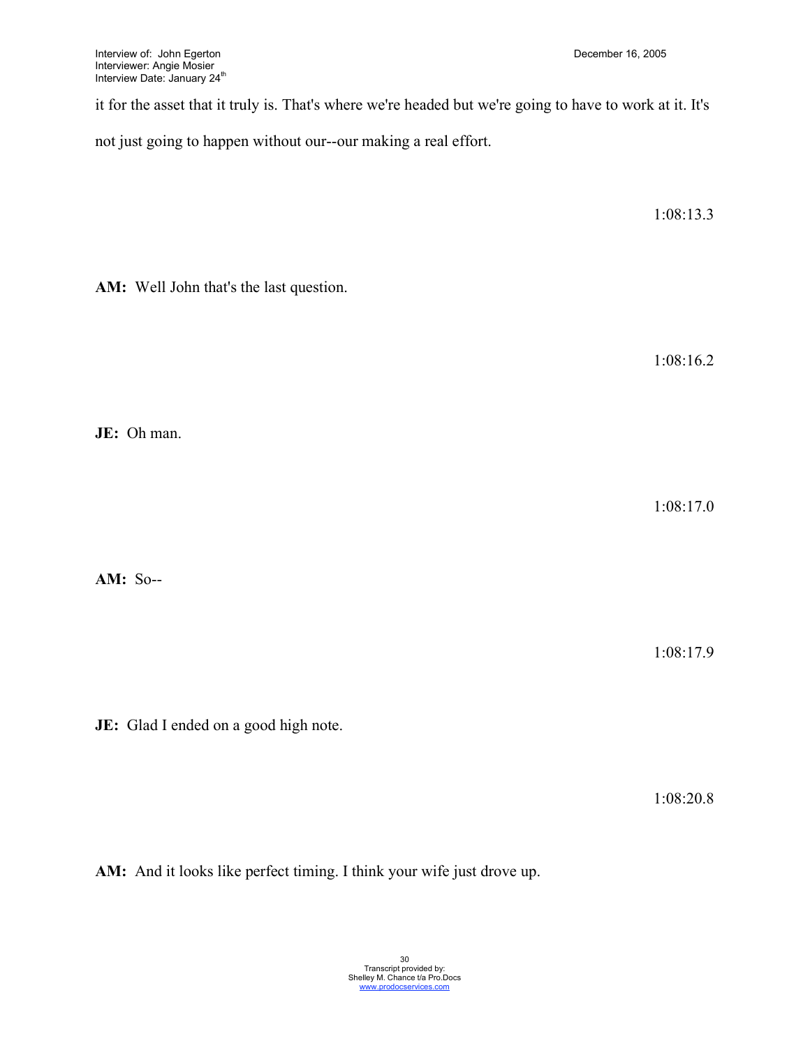it for the asset that it truly is. That's where we're headed but we're going to have to work at it. It's not just going to happen without our--our making a real effort.

1:08:13.3

**AM:** Well John that's the last question.

1:08:16.2

**JE:** Oh man.

1:08:17.0

**AM:** So--

1:08:17.9

**JE:** Glad I ended on a good high note.

1:08:20.8

**AM:** And it looks like perfect timing. I think your wife just drove up.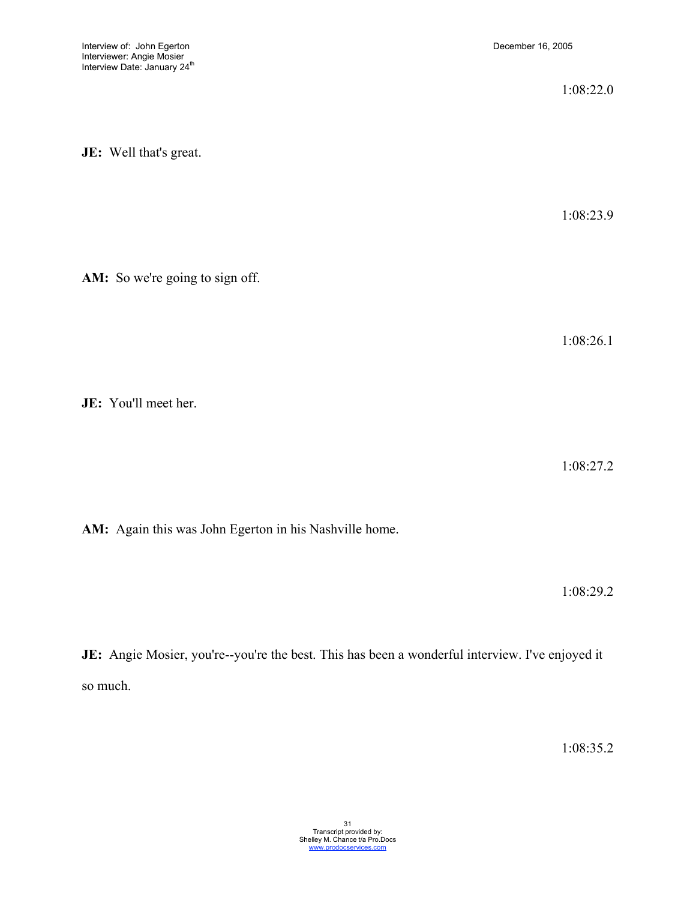1:08:22.0

**JE:** Well that's great.

1:08:23.9

**AM:** So we're going to sign off.

1:08:26.1

**JE:** You'll meet her.

1:08:27.2

**AM:** Again this was John Egerton in his Nashville home.

1:08:29.2

**JE:** Angie Mosier, you're--you're the best. This has been a wonderful interview. I've enjoyed it so much.

1:08:35.2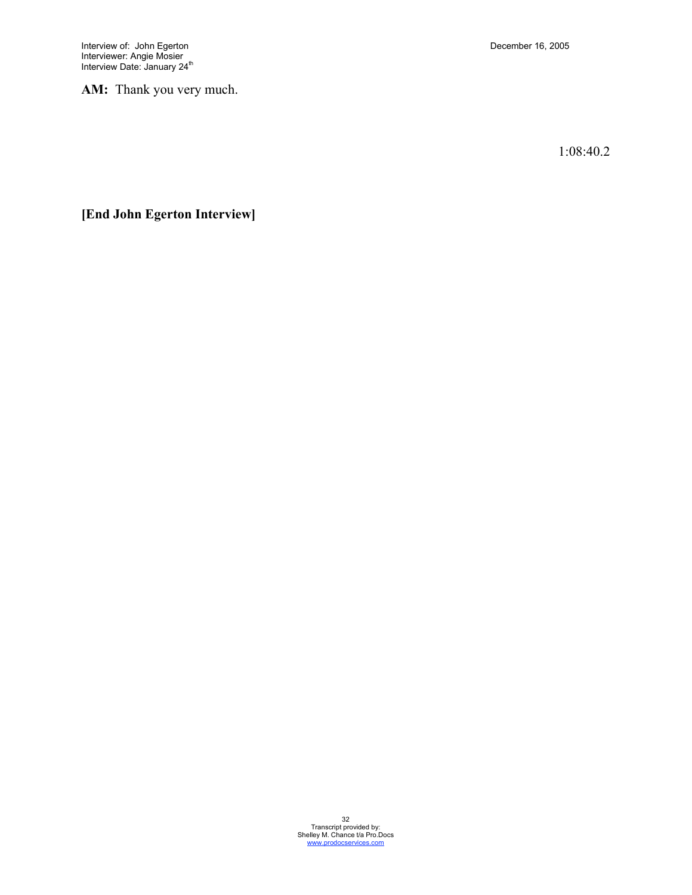**AM:** Thank you very much.

1:08:40.2

**[End John Egerton Interview]**